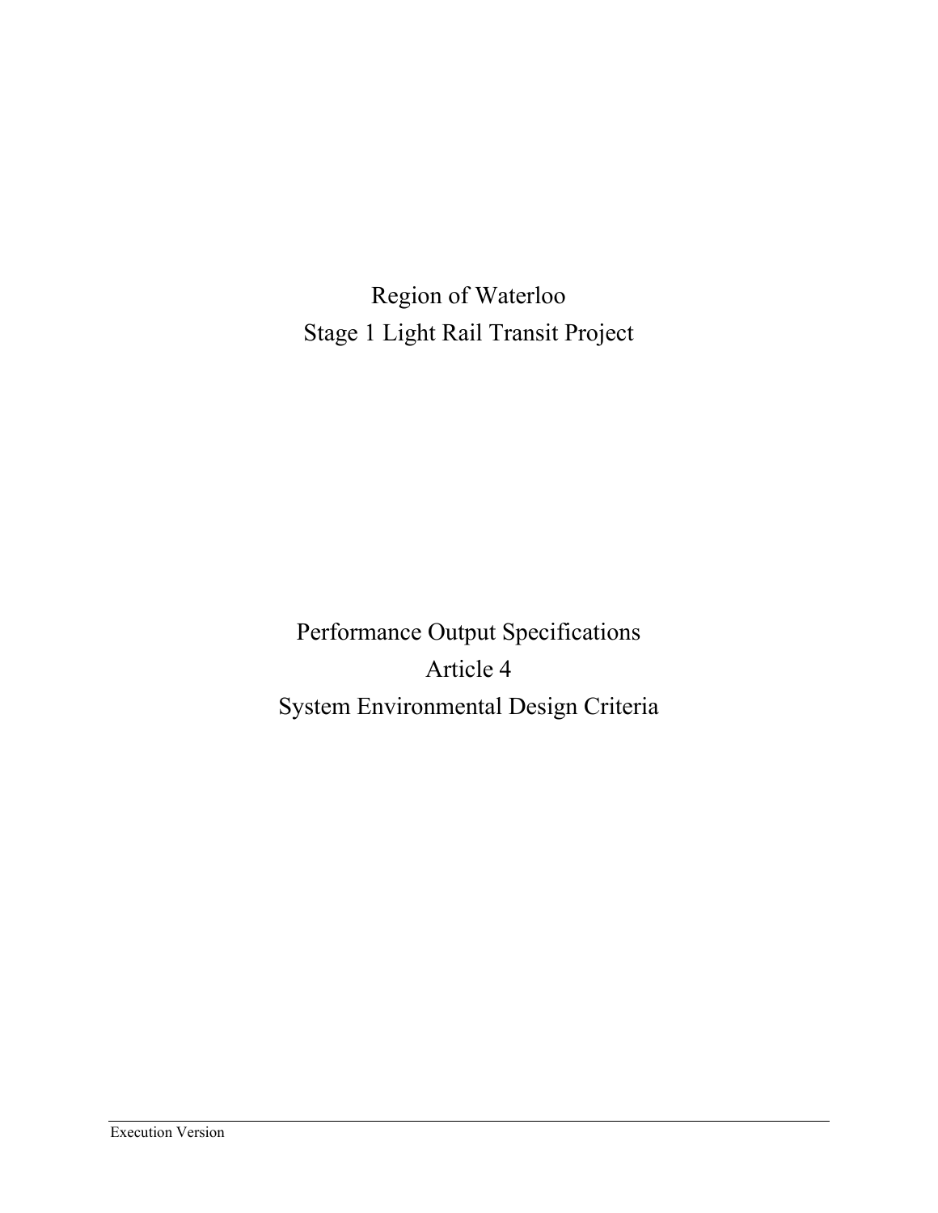# Region of Waterloo
# Stage 1 Light Rail Transit Project

# Performance Output Specifications
# Article 4
# System Environmental Design Criteria

Execution Version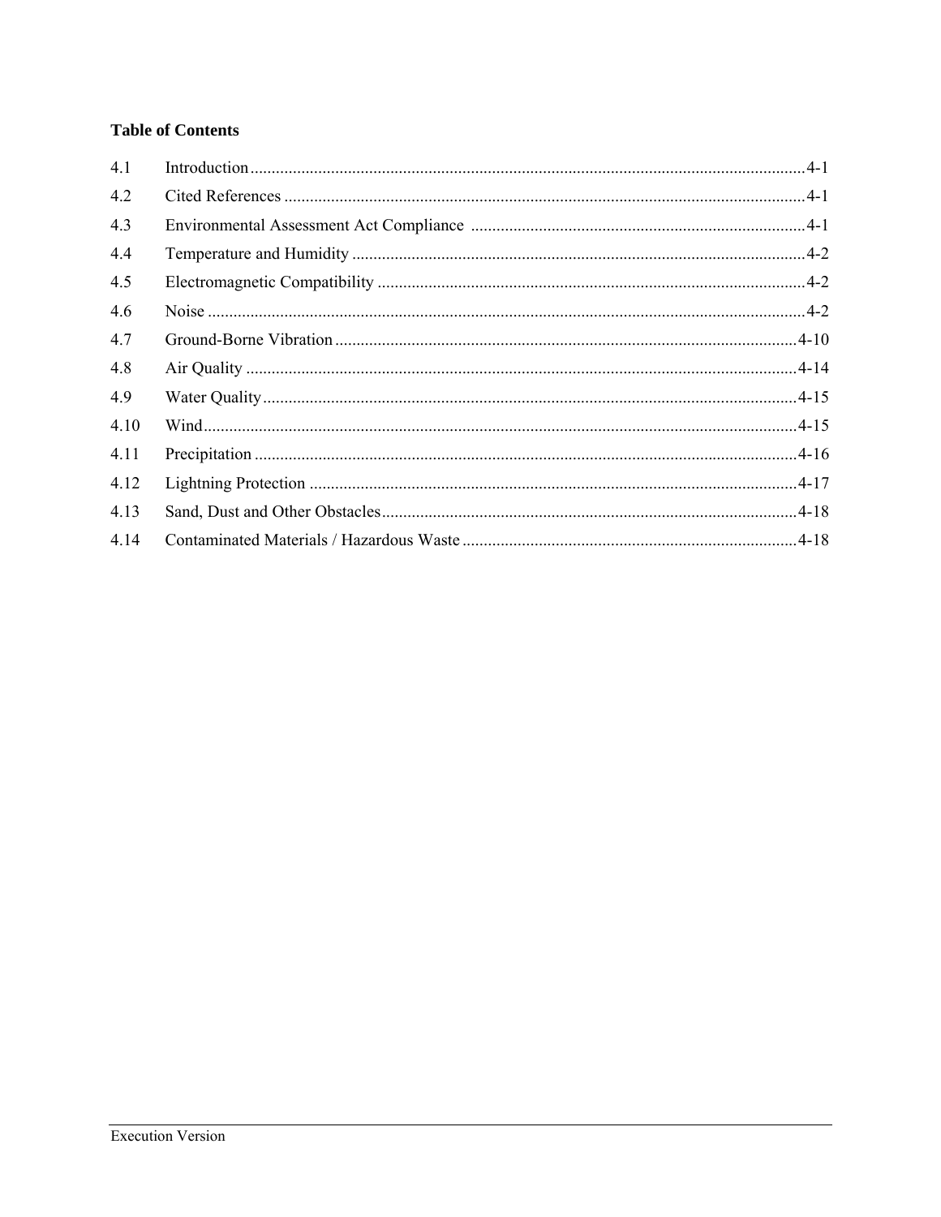**Table of Contents**

| | | |
|---|---|---|
| 4.1 | Introduction | 4-1 |
| 4.2 | Cited References | 4-1 |
| 4.3 | Environmental Assessment Act Compliance | 4-1 |
| 4.4 | Temperature and Humidity | 4-2 |
| 4.5 | Electromagnetic Compatibility | 4-2 |
| 4.6 | Noise | 4-2 |
| 4.7 | Ground-Borne Vibration | 4-10 |
| 4.8 | Air Quality | 4-14 |
| 4.9 | Water Quality | 4-15 |
| 4.10 | Wind | 4-15 |
| 4.11 | Precipitation | 4-16 |
| 4.12 | Lightning Protection | 4-17 |
| 4.13 | Sand, Dust and Other Obstacles | 4-18 |
| 4.14 | Contaminated Materials / Hazardous Waste | 4-18 |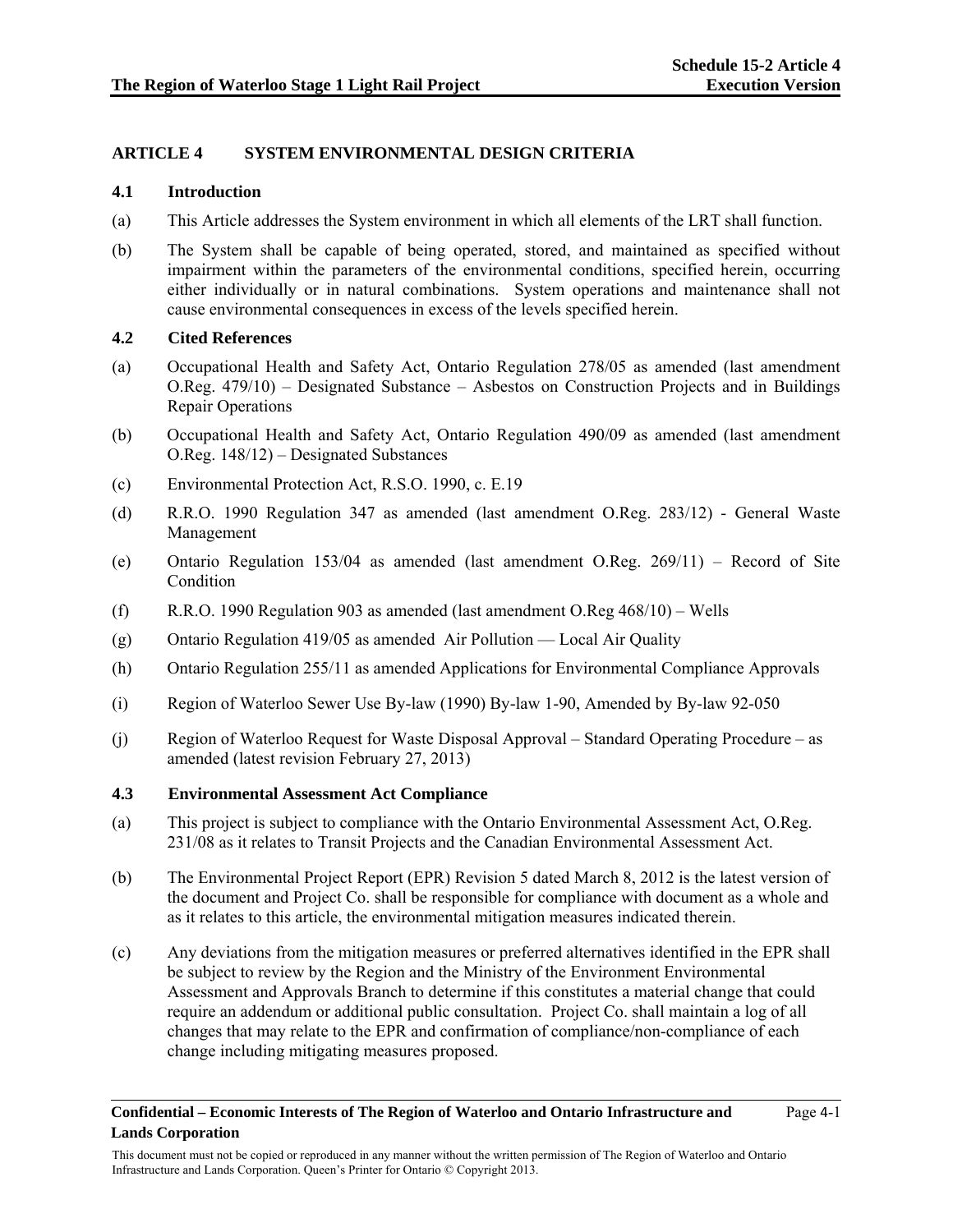## ARTICLE 4 SYSTEM ENVIRONMENTAL DESIGN CRITERIA

### 4.1 Introduction

(a) This Article addresses the System environment in which all elements of the LRT shall function.

(b) The System shall be capable of being operated, stored, and maintained as specified without impairment within the parameters of the environmental conditions, specified herein, occurring either individually or in natural combinations. System operations and maintenance shall not cause environmental consequences in excess of the levels specified herein.

### 4.2 Cited References

(a) Occupational Health and Safety Act, Ontario Regulation 278/05 as amended (last amendment O.Reg. 479/10) – Designated Substance – Asbestos on Construction Projects and in Buildings Repair Operations

(b) Occupational Health and Safety Act, Ontario Regulation 490/09 as amended (last amendment O.Reg. 148/12) – Designated Substances

(c) Environmental Protection Act, R.S.O. 1990, c. E.19

(d) R.R.O. 1990 Regulation 347 as amended (last amendment O.Reg. 283/12) - General Waste Management

(e) Ontario Regulation 153/04 as amended (last amendment O.Reg. 269/11) – Record of Site Condition

(f) R.R.O. 1990 Regulation 903 as amended (last amendment O.Reg 468/10) – Wells

(g) Ontario Regulation 419/05 as amended Air Pollution — Local Air Quality

(h) Ontario Regulation 255/11 as amended Applications for Environmental Compliance Approvals

(i) Region of Waterloo Sewer Use By-law (1990) By-law 1-90, Amended by By-law 92-050

(j) Region of Waterloo Request for Waste Disposal Approval – Standard Operating Procedure – as amended (latest revision February 27, 2013)

### 4.3 Environmental Assessment Act Compliance

(a) This project is subject to compliance with the Ontario Environmental Assessment Act, O.Reg. 231/08 as it relates to Transit Projects and the Canadian Environmental Assessment Act.

(b) The Environmental Project Report (EPR) Revision 5 dated March 8, 2012 is the latest version of the document and Project Co. shall be responsible for compliance with document as a whole and as it relates to this article, the environmental mitigation measures indicated therein.

(c) Any deviations from the mitigation measures or preferred alternatives identified in the EPR shall be subject to review by the Region and the Ministry of the Environment Environmental Assessment and Approvals Branch to determine if this constitutes a material change that could require an addendum or additional public consultation. Project Co. shall maintain a log of all changes that may relate to the EPR and confirmation of compliance/non-compliance of each change including mitigating measures proposed.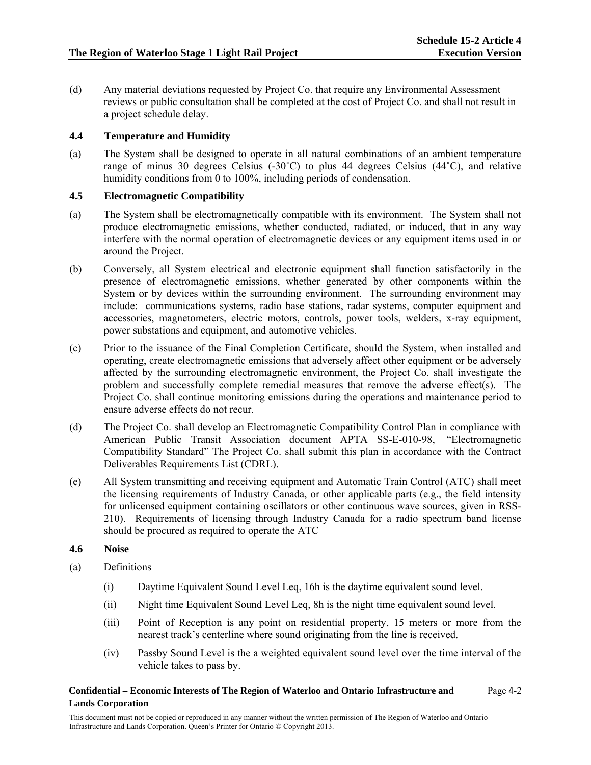(d) Any material deviations requested by Project Co. that require any Environmental Assessment reviews or public consultation shall be completed at the cost of Project Co. and shall not result in a project schedule delay.

### 4.4 Temperature and Humidity

(a) The System shall be designed to operate in all natural combinations of an ambient temperature range of minus 30 degrees Celsius (-30˚C) to plus 44 degrees Celsius (44˚C), and relative humidity conditions from 0 to 100%, including periods of condensation.

### 4.5 Electromagnetic Compatibility

(a) The System shall be electromagnetically compatible with its environment. The System shall not produce electromagnetic emissions, whether conducted, radiated, or induced, that in any way interfere with the normal operation of electromagnetic devices or any equipment items used in or around the Project.

(b) Conversely, all System electrical and electronic equipment shall function satisfactorily in the presence of electromagnetic emissions, whether generated by other components within the System or by devices within the surrounding environment. The surrounding environment may include: communications systems, radio base stations, radar systems, computer equipment and accessories, magnetometers, electric motors, controls, power tools, welders, x-ray equipment, power substations and equipment, and automotive vehicles.

(c) Prior to the issuance of the Final Completion Certificate, should the System, when installed and operating, create electromagnetic emissions that adversely affect other equipment or be adversely affected by the surrounding electromagnetic environment, the Project Co. shall investigate the problem and successfully complete remedial measures that remove the adverse effect(s). The Project Co. shall continue monitoring emissions during the operations and maintenance period to ensure adverse effects do not recur.

(d) The Project Co. shall develop an Electromagnetic Compatibility Control Plan in compliance with American Public Transit Association document APTA SS-E-010-98, "Electromagnetic Compatibility Standard" The Project Co. shall submit this plan in accordance with the Contract Deliverables Requirements List (CDRL).

(e) All System transmitting and receiving equipment and Automatic Train Control (ATC) shall meet the licensing requirements of Industry Canada, or other applicable parts (e.g., the field intensity for unlicensed equipment containing oscillators or other continuous wave sources, given in RSS-210). Requirements of licensing through Industry Canada for a radio spectrum band license should be procured as required to operate the ATC

### 4.6 Noise

(a) Definitions

(i) Daytime Equivalent Sound Level Leq, 16h is the daytime equivalent sound level.

(ii) Night time Equivalent Sound Level Leq, 8h is the night time equivalent sound level.

(iii) Point of Reception is any point on residential property, 15 meters or more from the nearest track's centerline where sound originating from the line is received.

(iv) Passby Sound Level is the a weighted equivalent sound level over the time interval of the vehicle takes to pass by.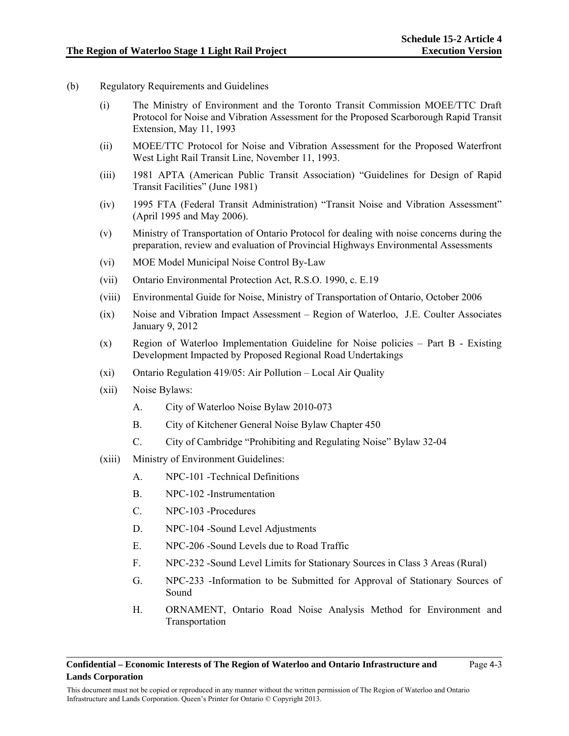(b) Regulatory Requirements and Guidelines

(i) The Ministry of Environment and the Toronto Transit Commission MOEE/TTC Draft Protocol for Noise and Vibration Assessment for the Proposed Scarborough Rapid Transit Extension, May 11, 1993

(ii) MOEE/TTC Protocol for Noise and Vibration Assessment for the Proposed Waterfront West Light Rail Transit Line, November 11, 1993.

(iii) 1981 APTA (American Public Transit Association) "Guidelines for Design of Rapid Transit Facilities" (June 1981)

(iv) 1995 FTA (Federal Transit Administration) "Transit Noise and Vibration Assessment" (April 1995 and May 2006).

(v) Ministry of Transportation of Ontario Protocol for dealing with noise concerns during the preparation, review and evaluation of Provincial Highways Environmental Assessments

(vi) MOE Model Municipal Noise Control By-Law

(vii) Ontario Environmental Protection Act, R.S.O. 1990, c. E.19

(viii) Environmental Guide for Noise, Ministry of Transportation of Ontario, October 2006

(ix) Noise and Vibration Impact Assessment – Region of Waterloo, J.E. Coulter Associates January 9, 2012

(x) Region of Waterloo Implementation Guideline for Noise policies – Part B - Existing Development Impacted by Proposed Regional Road Undertakings

(xi) Ontario Regulation 419/05: Air Pollution – Local Air Quality

(xii) Noise Bylaws:

A. City of Waterloo Noise Bylaw 2010-073

B. City of Kitchener General Noise Bylaw Chapter 450

C. City of Cambridge "Prohibiting and Regulating Noise" Bylaw 32-04

(xiii) Ministry of Environment Guidelines:

A. NPC-101 -Technical Definitions

B. NPC-102 -Instrumentation

C. NPC-103 -Procedures

D. NPC-104 -Sound Level Adjustments

E. NPC-206 -Sound Levels due to Road Traffic

F. NPC-232 -Sound Level Limits for Stationary Sources in Class 3 Areas (Rural)

G. NPC-233 -Information to be Submitted for Approval of Stationary Sources of Sound

H. ORNAMENT, Ontario Road Noise Analysis Method for Environment and Transportation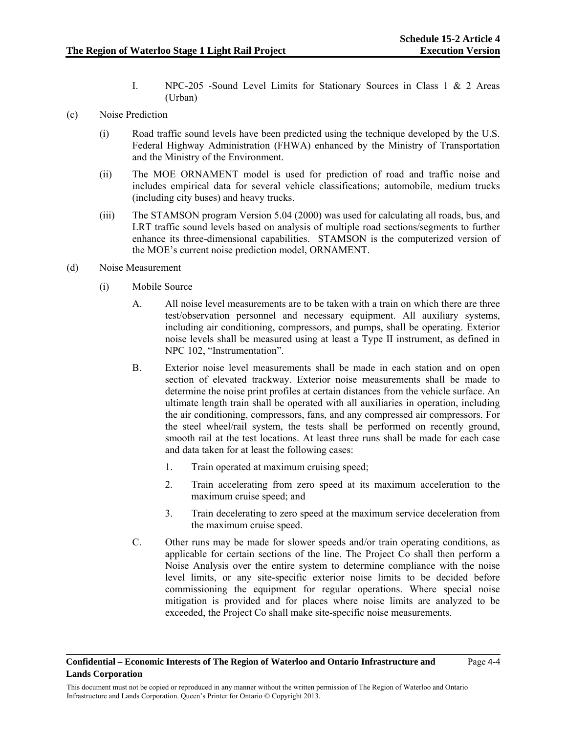I. NPC-205 -Sound Level Limits for Stationary Sources in Class 1 & 2 Areas (Urban)

(c) Noise Prediction

(i) Road traffic sound levels have been predicted using the technique developed by the U.S. Federal Highway Administration (FHWA) enhanced by the Ministry of Transportation and the Ministry of the Environment.

(ii) The MOE ORNAMENT model is used for prediction of road and traffic noise and includes empirical data for several vehicle classifications; automobile, medium trucks (including city buses) and heavy trucks.

(iii) The STAMSON program Version 5.04 (2000) was used for calculating all roads, bus, and LRT traffic sound levels based on analysis of multiple road sections/segments to further enhance its three-dimensional capabilities. STAMSON is the computerized version of the MOE's current noise prediction model, ORNAMENT.

(d) Noise Measurement

(i) Mobile Source

A. All noise level measurements are to be taken with a train on which there are three test/observation personnel and necessary equipment. All auxiliary systems, including air conditioning, compressors, and pumps, shall be operating. Exterior noise levels shall be measured using at least a Type II instrument, as defined in NPC 102, "Instrumentation".

B. Exterior noise level measurements shall be made in each station and on open section of elevated trackway. Exterior noise measurements shall be made to determine the noise print profiles at certain distances from the vehicle surface. An ultimate length train shall be operated with all auxiliaries in operation, including the air conditioning, compressors, fans, and any compressed air compressors. For the steel wheel/rail system, the tests shall be performed on recently ground, smooth rail at the test locations. At least three runs shall be made for each case and data taken for at least the following cases:

1. Train operated at maximum cruising speed;

2. Train accelerating from zero speed at its maximum acceleration to the maximum cruise speed; and

3. Train decelerating to zero speed at the maximum service deceleration from the maximum cruise speed.

C. Other runs may be made for slower speeds and/or train operating conditions, as applicable for certain sections of the line. The Project Co shall then perform a Noise Analysis over the entire system to determine compliance with the noise level limits, or any site-specific exterior noise limits to be decided before commissioning the equipment for regular operations. Where special noise mitigation is provided and for places where noise limits are analyzed to be exceeded, the Project Co shall make site-specific noise measurements.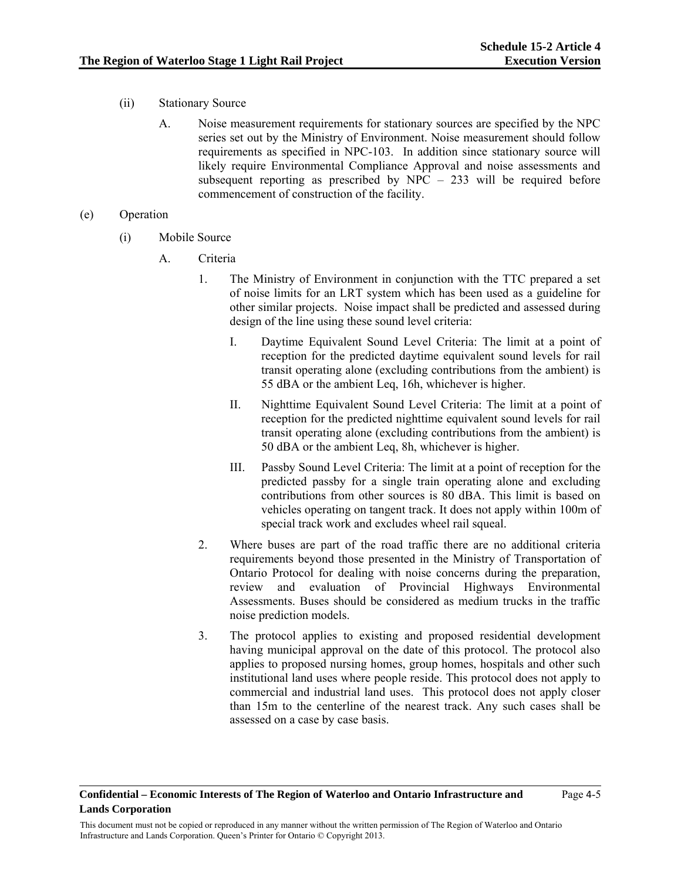(ii) Stationary Source

A. Noise measurement requirements for stationary sources are specified by the NPC series set out by the Ministry of Environment. Noise measurement should follow requirements as specified in NPC-103. In addition since stationary source will likely require Environmental Compliance Approval and noise assessments and subsequent reporting as prescribed by NPC – 233 will be required before commencement of construction of the facility.

(e) Operation

(i) Mobile Source

A. Criteria

1. The Ministry of Environment in conjunction with the TTC prepared a set of noise limits for an LRT system which has been used as a guideline for other similar projects. Noise impact shall be predicted and assessed during design of the line using these sound level criteria:

I. Daytime Equivalent Sound Level Criteria: The limit at a point of reception for the predicted daytime equivalent sound levels for rail transit operating alone (excluding contributions from the ambient) is 55 dBA or the ambient Leq, 16h, whichever is higher.

II. Nighttime Equivalent Sound Level Criteria: The limit at a point of reception for the predicted nighttime equivalent sound levels for rail transit operating alone (excluding contributions from the ambient) is 50 dBA or the ambient Leq, 8h, whichever is higher.

III. Passby Sound Level Criteria: The limit at a point of reception for the predicted passby for a single train operating alone and excluding contributions from other sources is 80 dBA. This limit is based on vehicles operating on tangent track. It does not apply within 100m of special track work and excludes wheel rail squeal.

2. Where buses are part of the road traffic there are no additional criteria requirements beyond those presented in the Ministry of Transportation of Ontario Protocol for dealing with noise concerns during the preparation, review and evaluation of Provincial Highways Environmental Assessments. Buses should be considered as medium trucks in the traffic noise prediction models.

3. The protocol applies to existing and proposed residential development having municipal approval on the date of this protocol. The protocol also applies to proposed nursing homes, group homes, hospitals and other such institutional land uses where people reside. This protocol does not apply to commercial and industrial land uses. This protocol does not apply closer than 15m to the centerline of the nearest track. Any such cases shall be assessed on a case by case basis.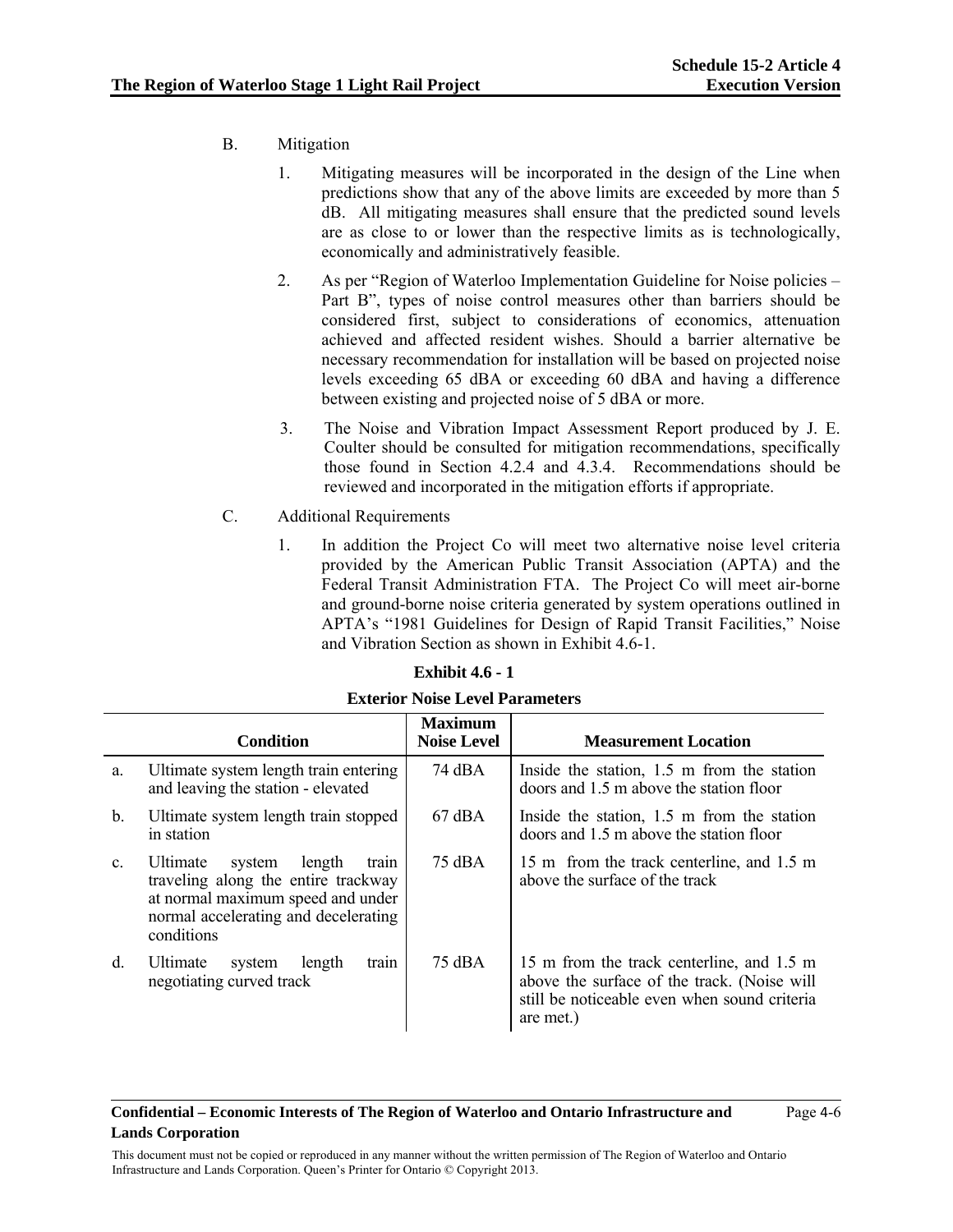B. Mitigation

1. Mitigating measures will be incorporated in the design of the Line when predictions show that any of the above limits are exceeded by more than 5 dB. All mitigating measures shall ensure that the predicted sound levels are as close to or lower than the respective limits as is technologically, economically and administratively feasible.

2. As per "Region of Waterloo Implementation Guideline for Noise policies – Part B", types of noise control measures other than barriers should be considered first, subject to considerations of economics, attenuation achieved and affected resident wishes. Should a barrier alternative be necessary recommendation for installation will be based on projected noise levels exceeding 65 dBA or exceeding 60 dBA and having a difference between existing and projected noise of 5 dBA or more.

3. The Noise and Vibration Impact Assessment Report produced by J. E. Coulter should be consulted for mitigation recommendations, specifically those found in Section 4.2.4 and 4.3.4. Recommendations should be reviewed and incorporated in the mitigation efforts if appropriate.

C. Additional Requirements

1. In addition the Project Co will meet two alternative noise level criteria provided by the American Public Transit Association (APTA) and the Federal Transit Administration FTA. The Project Co will meet air-borne and ground-borne noise criteria generated by system operations outlined in APTA's "1981 Guidelines for Design of Rapid Transit Facilities," Noise and Vibration Section as shown in Exhibit 4.6-1.

**Exhibit 4.6 - 1**

**Exterior Noise Level Parameters**

| | Condition | Maximum Noise Level | Measurement Location |
|---|---|---|---|
| a. | Ultimate system length train entering and leaving the station - elevated | 74 dBA | Inside the station, 1.5 m from the station doors and 1.5 m above the station floor |
| b. | Ultimate system length train stopped in station | 67 dBA | Inside the station, 1.5 m from the station doors and 1.5 m above the station floor |
| c. | Ultimate system length train traveling along the entire trackway at normal maximum speed and under normal accelerating and decelerating conditions | 75 dBA | 15 m from the track centerline, and 1.5 m above the surface of the track |
| d. | Ultimate system length train negotiating curved track | 75 dBA | 15 m from the track centerline, and 1.5 m above the surface of the track. (Noise will still be noticeable even when sound criteria are met.) |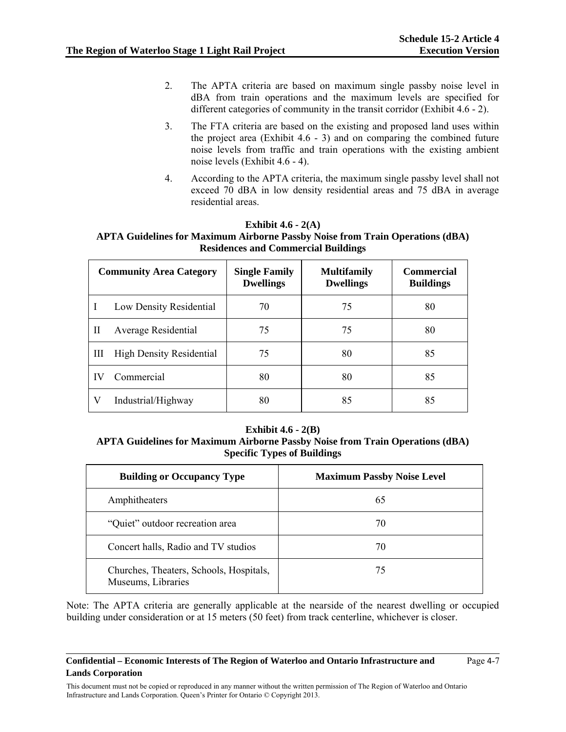2. The APTA criteria are based on maximum single passby noise level in dBA from train operations and the maximum levels are specified for different categories of community in the transit corridor (Exhibit 4.6 - 2).

3. The FTA criteria are based on the existing and proposed land uses within the project area (Exhibit 4.6 - 3) and on comparing the combined future noise levels from traffic and train operations with the existing ambient noise levels (Exhibit 4.6 - 4).

4. According to the APTA criteria, the maximum single passby level shall not exceed 70 dBA in low density residential areas and 75 dBA in average residential areas.

**Exhibit 4.6 - 2(A)**
**APTA Guidelines for Maximum Airborne Passby Noise from Train Operations (dBA)**
**Residences and Commercial Buildings**

| Community Area Category | | Single Family Dwellings | Multifamily Dwellings | Commercial Buildings |
|---|---|---|---|---|
| I | Low Density Residential | 70 | 75 | 80 |
| II | Average Residential | 75 | 75 | 80 |
| III | High Density Residential | 75 | 80 | 85 |
| IV | Commercial | 80 | 80 | 85 |
| V | Industrial/Highway | 80 | 85 | 85 |

**Exhibit 4.6 - 2(B)**
**APTA Guidelines for Maximum Airborne Passby Noise from Train Operations (dBA)**
**Specific Types of Buildings**

| Building or Occupancy Type | Maximum Passby Noise Level |
|---|---|
| Amphitheaters | 65 |
| "Quiet" outdoor recreation area | 70 |
| Concert halls, Radio and TV studios | 70 |
| Churches, Theaters, Schools, Hospitals, Museums, Libraries | 75 |

Note: The APTA criteria are generally applicable at the nearside of the nearest dwelling or occupied building under consideration or at 15 meters (50 feet) from track centerline, whichever is closer.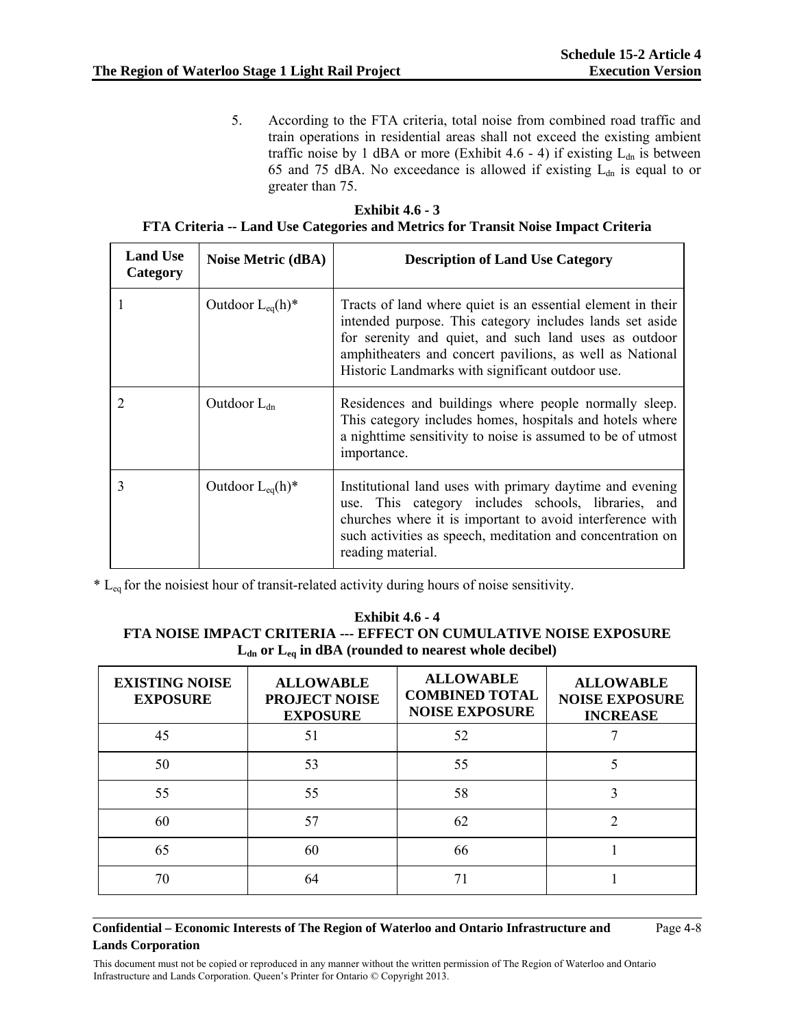5. According to the FTA criteria, total noise from combined road traffic and train operations in residential areas shall not exceed the existing ambient traffic noise by 1 dBA or more (Exhibit 4.6 - 4) if existing $L_{dn}$ is between 65 and 75 dBA. No exceedance is allowed if existing $L_{dn}$ is equal to or greater than 75.

**Exhibit 4.6 - 3**
**FTA Criteria -- Land Use Categories and Metrics for Transit Noise Impact Criteria**

| Land Use Category | Noise Metric (dBA) | Description of Land Use Category |
|---|---|---|
| 1 | Outdoor $L_{eq}$(h)* | Tracts of land where quiet is an essential element in their intended purpose. This category includes lands set aside for serenity and quiet, and such land uses as outdoor amphitheaters and concert pavilions, as well as National Historic Landmarks with significant outdoor use. |
| 2 | Outdoor $L_{dn}$ | Residences and buildings where people normally sleep. This category includes homes, hospitals and hotels where a nighttime sensitivity to noise is assumed to be of utmost importance. |
| 3 | Outdoor $L_{eq}$(h)* | Institutional land uses with primary daytime and evening use. This category includes schools, libraries, and churches where it is important to avoid interference with such activities as speech, meditation and concentration on reading material. |

* $L_{eq}$ for the noisiest hour of transit-related activity during hours of noise sensitivity.

**Exhibit 4.6 - 4**
**FTA NOISE IMPACT CRITERIA --- EFFECT ON CUMULATIVE NOISE EXPOSURE**
**$L_{dn}$ or $L_{eq}$ in dBA (rounded to nearest whole decibel)**

| EXISTING NOISE EXPOSURE | ALLOWABLE PROJECT NOISE EXPOSURE | ALLOWABLE COMBINED TOTAL NOISE EXPOSURE | ALLOWABLE NOISE EXPOSURE INCREASE |
|---|---|---|---|
| 45 | 51 | 52 | 7 |
| 50 | 53 | 55 | 5 |
| 55 | 55 | 58 | 3 |
| 60 | 57 | 62 | 2 |
| 65 | 60 | 66 | 1 |
| 70 | 64 | 71 | 1 |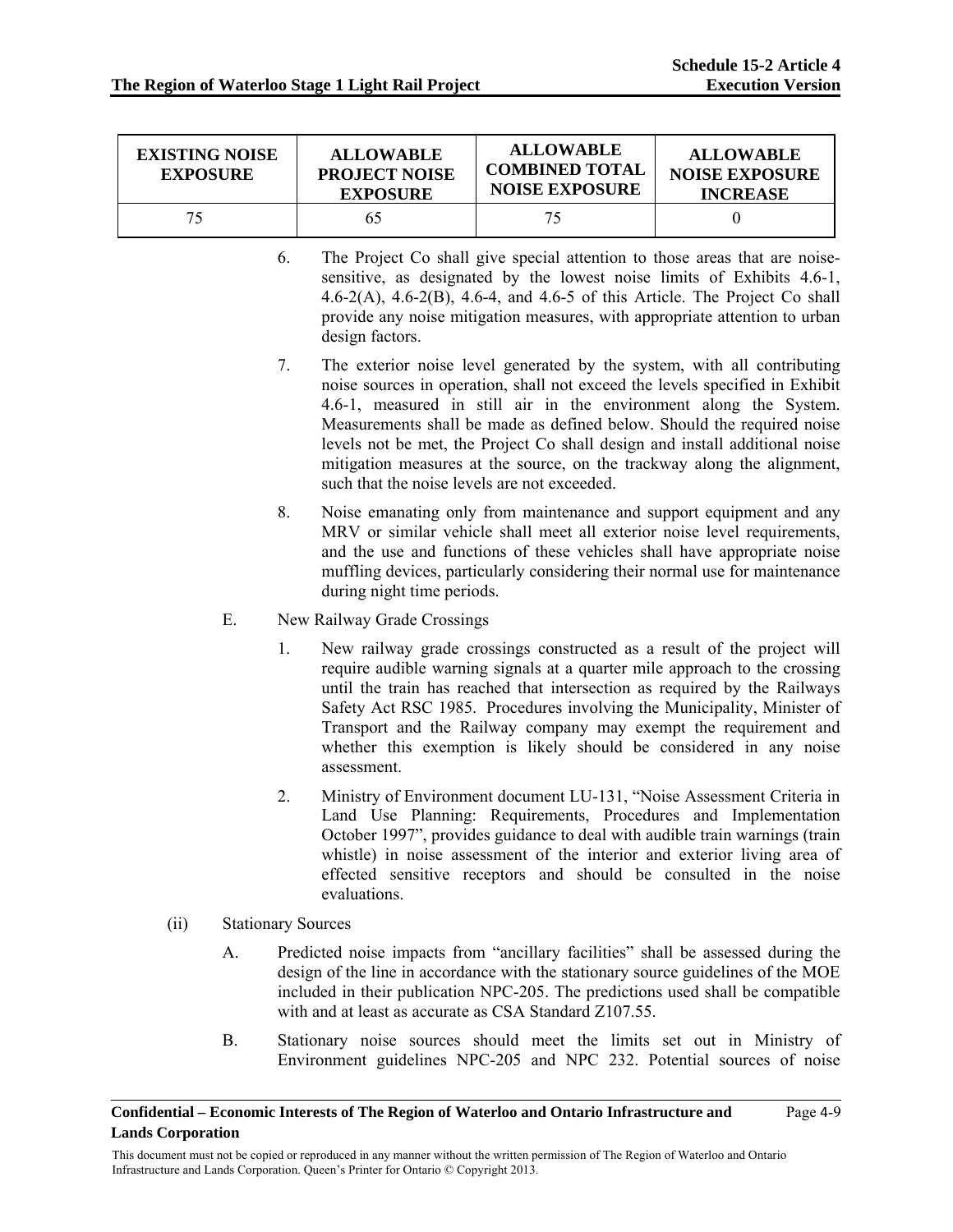| EXISTING NOISE EXPOSURE | ALLOWABLE PROJECT NOISE EXPOSURE | ALLOWABLE COMBINED TOTAL NOISE EXPOSURE | ALLOWABLE NOISE EXPOSURE INCREASE |
|---|---|---|---|
| 75 | 65 | 75 | 0 |

6. The Project Co shall give special attention to those areas that are noise-sensitive, as designated by the lowest noise limits of Exhibits 4.6-1, 4.6-2(A), 4.6-2(B), 4.6-4, and 4.6-5 of this Article. The Project Co shall provide any noise mitigation measures, with appropriate attention to urban design factors.

7. The exterior noise level generated by the system, with all contributing noise sources in operation, shall not exceed the levels specified in Exhibit 4.6-1, measured in still air in the environment along the System. Measurements shall be made as defined below. Should the required noise levels not be met, the Project Co shall design and install additional noise mitigation measures at the source, on the trackway along the alignment, such that the noise levels are not exceeded.

8. Noise emanating only from maintenance and support equipment and any MRV or similar vehicle shall meet all exterior noise level requirements, and the use and functions of these vehicles shall have appropriate noise muffling devices, particularly considering their normal use for maintenance during night time periods.

E. New Railway Grade Crossings

1. New railway grade crossings constructed as a result of the project will require audible warning signals at a quarter mile approach to the crossing until the train has reached that intersection as required by the Railways Safety Act RSC 1985. Procedures involving the Municipality, Minister of Transport and the Railway company may exempt the requirement and whether this exemption is likely should be considered in any noise assessment.

2. Ministry of Environment document LU-131, "Noise Assessment Criteria in Land Use Planning: Requirements, Procedures and Implementation October 1997", provides guidance to deal with audible train warnings (train whistle) in noise assessment of the interior and exterior living area of effected sensitive receptors and should be consulted in the noise evaluations.

(ii) Stationary Sources

A. Predicted noise impacts from "ancillary facilities" shall be assessed during the design of the line in accordance with the stationary source guidelines of the MOE included in their publication NPC-205. The predictions used shall be compatible with and at least as accurate as CSA Standard Z107.55.

B. Stationary noise sources should meet the limits set out in Ministry of Environment guidelines NPC-205 and NPC 232. Potential sources of noise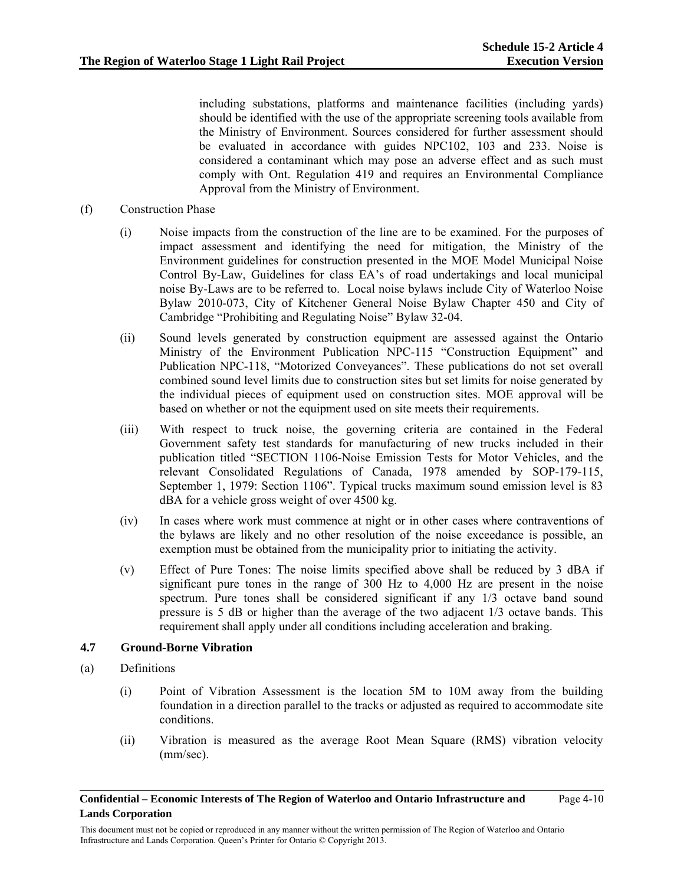including substations, platforms and maintenance facilities (including yards) should be identified with the use of the appropriate screening tools available from the Ministry of Environment. Sources considered for further assessment should be evaluated in accordance with guides NPC102, 103 and 233. Noise is considered a contaminant which may pose an adverse effect and as such must comply with Ont. Regulation 419 and requires an Environmental Compliance Approval from the Ministry of Environment.

(f) Construction Phase

(i) Noise impacts from the construction of the line are to be examined. For the purposes of impact assessment and identifying the need for mitigation, the Ministry of the Environment guidelines for construction presented in the MOE Model Municipal Noise Control By-Law, Guidelines for class EA's of road undertakings and local municipal noise By-Laws are to be referred to. Local noise bylaws include City of Waterloo Noise Bylaw 2010-073, City of Kitchener General Noise Bylaw Chapter 450 and City of Cambridge "Prohibiting and Regulating Noise" Bylaw 32-04.

(ii) Sound levels generated by construction equipment are assessed against the Ontario Ministry of the Environment Publication NPC-115 "Construction Equipment" and Publication NPC-118, "Motorized Conveyances". These publications do not set overall combined sound level limits due to construction sites but set limits for noise generated by the individual pieces of equipment used on construction sites. MOE approval will be based on whether or not the equipment used on site meets their requirements.

(iii) With respect to truck noise, the governing criteria are contained in the Federal Government safety test standards for manufacturing of new trucks included in their publication titled "SECTION 1106-Noise Emission Tests for Motor Vehicles, and the relevant Consolidated Regulations of Canada, 1978 amended by SOP-179-115, September 1, 1979: Section 1106". Typical trucks maximum sound emission level is 83 dBA for a vehicle gross weight of over 4500 kg.

(iv) In cases where work must commence at night or in other cases where contraventions of the bylaws are likely and no other resolution of the noise exceedance is possible, an exemption must be obtained from the municipality prior to initiating the activity.

(v) Effect of Pure Tones: The noise limits specified above shall be reduced by 3 dBA if significant pure tones in the range of 300 Hz to 4,000 Hz are present in the noise spectrum. Pure tones shall be considered significant if any 1/3 octave band sound pressure is 5 dB or higher than the average of the two adjacent 1/3 octave bands. This requirement shall apply under all conditions including acceleration and braking.

### 4.7 Ground-Borne Vibration

(a) Definitions

(i) Point of Vibration Assessment is the location 5M to 10M away from the building foundation in a direction parallel to the tracks or adjusted as required to accommodate site conditions.

(ii) Vibration is measured as the average Root Mean Square (RMS) vibration velocity (mm/sec).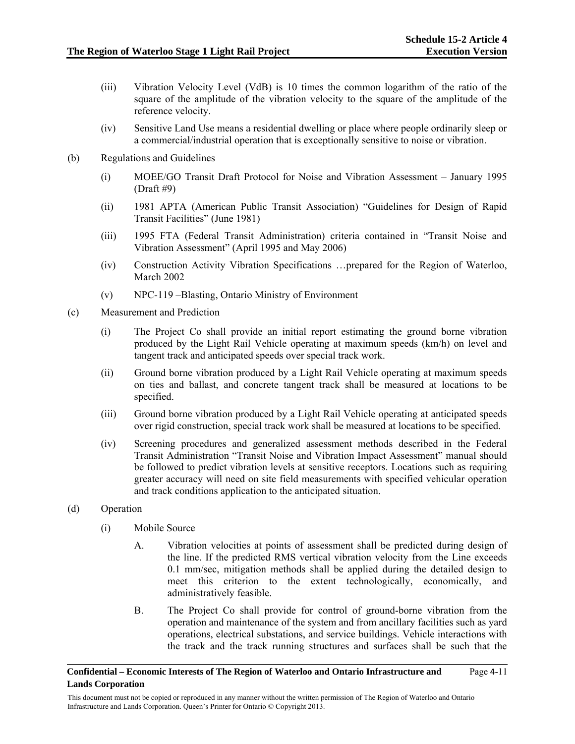(iii) Vibration Velocity Level (VdB) is 10 times the common logarithm of the ratio of the square of the amplitude of the vibration velocity to the square of the amplitude of the reference velocity.

(iv) Sensitive Land Use means a residential dwelling or place where people ordinarily sleep or a commercial/industrial operation that is exceptionally sensitive to noise or vibration.

(b) Regulations and Guidelines

(i) MOEE/GO Transit Draft Protocol for Noise and Vibration Assessment – January 1995 (Draft #9)

(ii) 1981 APTA (American Public Transit Association) "Guidelines for Design of Rapid Transit Facilities" (June 1981)

(iii) 1995 FTA (Federal Transit Administration) criteria contained in "Transit Noise and Vibration Assessment" (April 1995 and May 2006)

(iv) Construction Activity Vibration Specifications …prepared for the Region of Waterloo, March 2002

(v) NPC-119 –Blasting, Ontario Ministry of Environment

(c) Measurement and Prediction

(i) The Project Co shall provide an initial report estimating the ground borne vibration produced by the Light Rail Vehicle operating at maximum speeds (km/h) on level and tangent track and anticipated speeds over special track work.

(ii) Ground borne vibration produced by a Light Rail Vehicle operating at maximum speeds on ties and ballast, and concrete tangent track shall be measured at locations to be specified.

(iii) Ground borne vibration produced by a Light Rail Vehicle operating at anticipated speeds over rigid construction, special track work shall be measured at locations to be specified.

(iv) Screening procedures and generalized assessment methods described in the Federal Transit Administration "Transit Noise and Vibration Impact Assessment" manual should be followed to predict vibration levels at sensitive receptors. Locations such as requiring greater accuracy will need on site field measurements with specified vehicular operation and track conditions application to the anticipated situation.

(d) Operation

(i) Mobile Source

A. Vibration velocities at points of assessment shall be predicted during design of the line. If the predicted RMS vertical vibration velocity from the Line exceeds 0.1 mm/sec, mitigation methods shall be applied during the detailed design to meet this criterion to the extent technologically, economically, and administratively feasible.

B. The Project Co shall provide for control of ground-borne vibration from the operation and maintenance of the system and from ancillary facilities such as yard operations, electrical substations, and service buildings. Vehicle interactions with the track and the track running structures and surfaces shall be such that the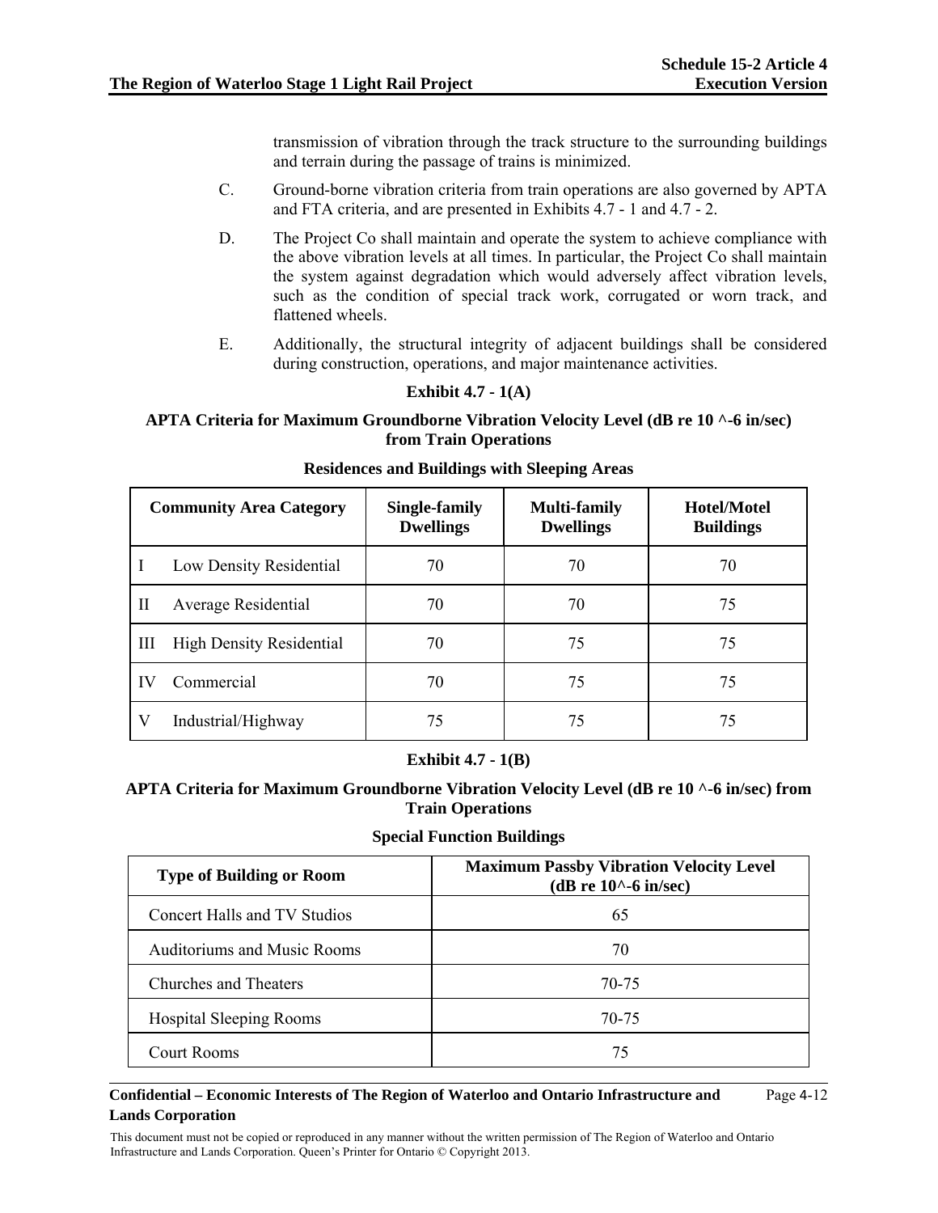transmission of vibration through the track structure to the surrounding buildings and terrain during the passage of trains is minimized.

C. Ground-borne vibration criteria from train operations are also governed by APTA and FTA criteria, and are presented in Exhibits 4.7 - 1 and 4.7 - 2.

D. The Project Co shall maintain and operate the system to achieve compliance with the above vibration levels at all times. In particular, the Project Co shall maintain the system against degradation which would adversely affect vibration levels, such as the condition of special track work, corrugated or worn track, and flattened wheels.

E. Additionally, the structural integrity of adjacent buildings shall be considered during construction, operations, and major maintenance activities.

**Exhibit 4.7 - 1(A)**

**APTA Criteria for Maximum Groundborne Vibration Velocity Level (dB re 10 ^-6 in/sec) from Train Operations**

**Residences and Buildings with Sleeping Areas**

| Community Area Category | Single-family Dwellings | Multi-family Dwellings | Hotel/Motel Buildings |
|---|---|---|---|
| I Low Density Residential | 70 | 70 | 70 |
| II Average Residential | 70 | 70 | 75 |
| III High Density Residential | 70 | 75 | 75 |
| IV Commercial | 70 | 75 | 75 |
| V Industrial/Highway | 75 | 75 | 75 |

**Exhibit 4.7 - 1(B)**

**APTA Criteria for Maximum Groundborne Vibration Velocity Level (dB re 10 ^-6 in/sec) from Train Operations**

**Special Function Buildings**

| Type of Building or Room | Maximum Passby Vibration Velocity Level (dB re 10^-6 in/sec) |
|---|---|
| Concert Halls and TV Studios | 65 |
| Auditoriums and Music Rooms | 70 |
| Churches and Theaters | 70-75 |
| Hospital Sleeping Rooms | 70-75 |
| Court Rooms | 75 |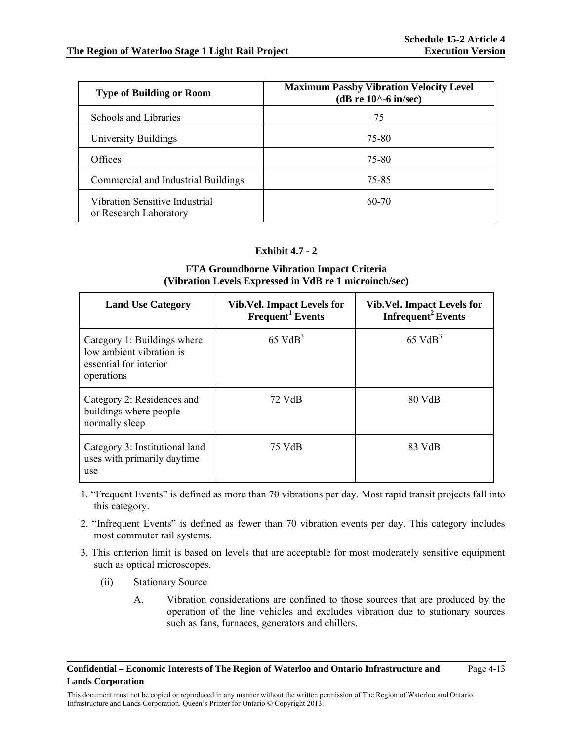| Type of Building or Room | Maximum Passby Vibration Velocity Level (dB re 10^-6 in/sec) |
|---|---|
| Schools and Libraries | 75 |
| University Buildings | 75-80 |
| Offices | 75-80 |
| Commercial and Industrial Buildings | 75-85 |
| Vibration Sensitive Industrial or Research Laboratory | 60-70 |

**Exhibit 4.7 - 2**

**FTA Groundborne Vibration Impact Criteria (Vibration Levels Expressed in VdB re 1 microinch/sec)**

| Land Use Category | Vib.Vel. Impact Levels for Frequent[1] Events | Vib.Vel. Impact Levels for Infrequent[2] Events |
|---|---|---|
| Category 1: Buildings where low ambient vibration is essential for interior operations | 65 VdB[3] | 65 VdB[3] |
| Category 2: Residences and buildings where people normally sleep | 72 VdB | 80 VdB |
| Category 3: Institutional land uses with primarily daytime use | 75 VdB | 83 VdB |

1. "Frequent Events" is defined as more than 70 vibrations per day. Most rapid transit projects fall into this category.
2. "Infrequent Events" is defined as fewer than 70 vibration events per day. This category includes most commuter rail systems.
3. This criterion limit is based on levels that are acceptable for most moderately sensitive equipment such as optical microscopes.

(ii) Stationary Source

A. Vibration considerations are confined to those sources that are produced by the operation of the line vehicles and excludes vibration due to stationary sources such as fans, furnaces, generators and chillers.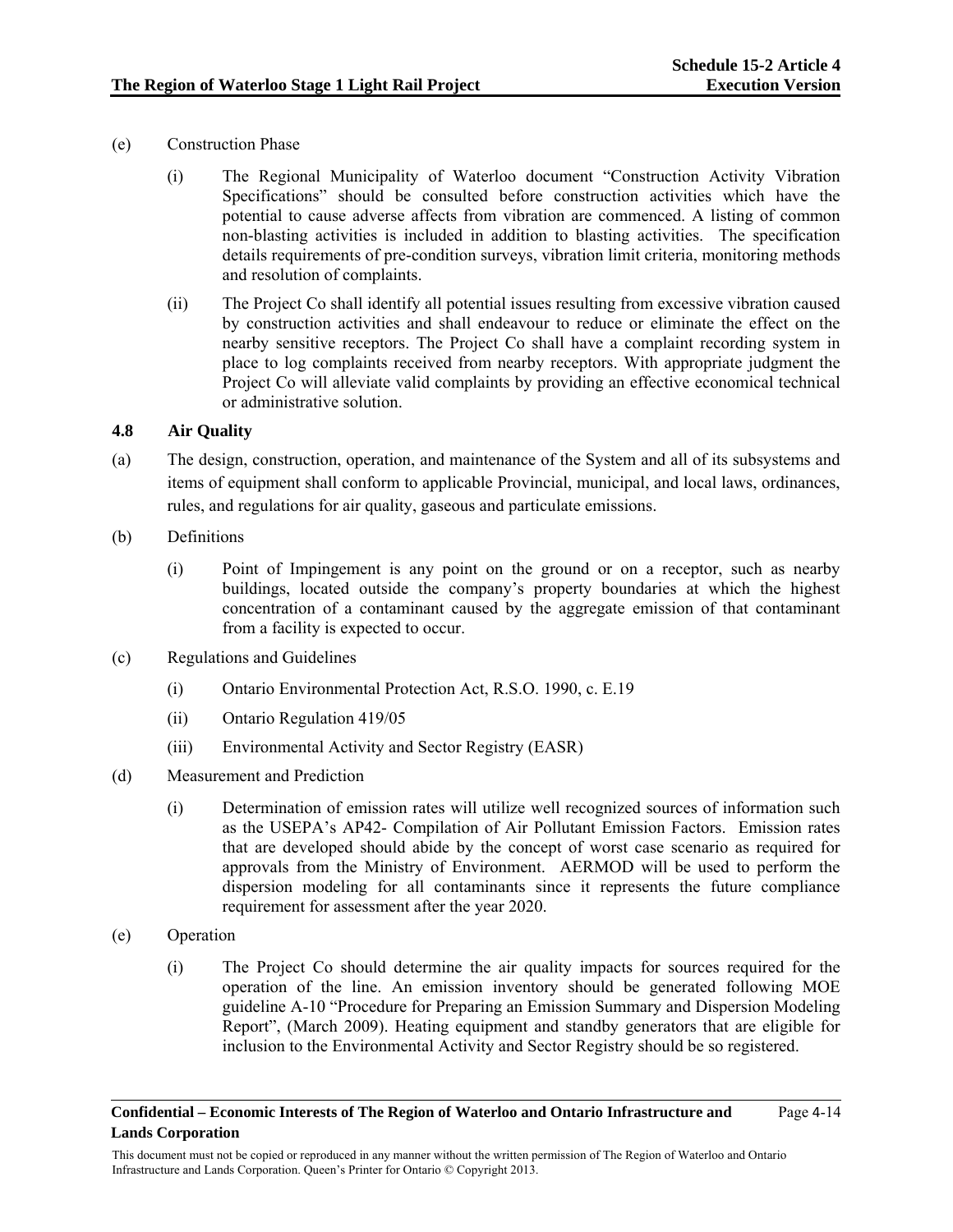(e) Construction Phase

(i) The Regional Municipality of Waterloo document "Construction Activity Vibration Specifications" should be consulted before construction activities which have the potential to cause adverse affects from vibration are commenced. A listing of common non-blasting activities is included in addition to blasting activities. The specification details requirements of pre-condition surveys, vibration limit criteria, monitoring methods and resolution of complaints.

(ii) The Project Co shall identify all potential issues resulting from excessive vibration caused by construction activities and shall endeavour to reduce or eliminate the effect on the nearby sensitive receptors. The Project Co shall have a complaint recording system in place to log complaints received from nearby receptors. With appropriate judgment the Project Co will alleviate valid complaints by providing an effective economical technical or administrative solution.

### 4.8 Air Quality

(a) The design, construction, operation, and maintenance of the System and all of its subsystems and items of equipment shall conform to applicable Provincial, municipal, and local laws, ordinances, rules, and regulations for air quality, gaseous and particulate emissions.

(b) Definitions

(i) Point of Impingement is any point on the ground or on a receptor, such as nearby buildings, located outside the company's property boundaries at which the highest concentration of a contaminant caused by the aggregate emission of that contaminant from a facility is expected to occur.

(c) Regulations and Guidelines

(i) Ontario Environmental Protection Act, R.S.O. 1990, c. E.19

(ii) Ontario Regulation 419/05

(iii) Environmental Activity and Sector Registry (EASR)

(d) Measurement and Prediction

(i) Determination of emission rates will utilize well recognized sources of information such as the USEPA's AP42- Compilation of Air Pollutant Emission Factors. Emission rates that are developed should abide by the concept of worst case scenario as required for approvals from the Ministry of Environment. AERMOD will be used to perform the dispersion modeling for all contaminants since it represents the future compliance requirement for assessment after the year 2020.

(e) Operation

(i) The Project Co should determine the air quality impacts for sources required for the operation of the line. An emission inventory should be generated following MOE guideline A-10 "Procedure for Preparing an Emission Summary and Dispersion Modeling Report", (March 2009). Heating equipment and standby generators that are eligible for inclusion to the Environmental Activity and Sector Registry should be so registered.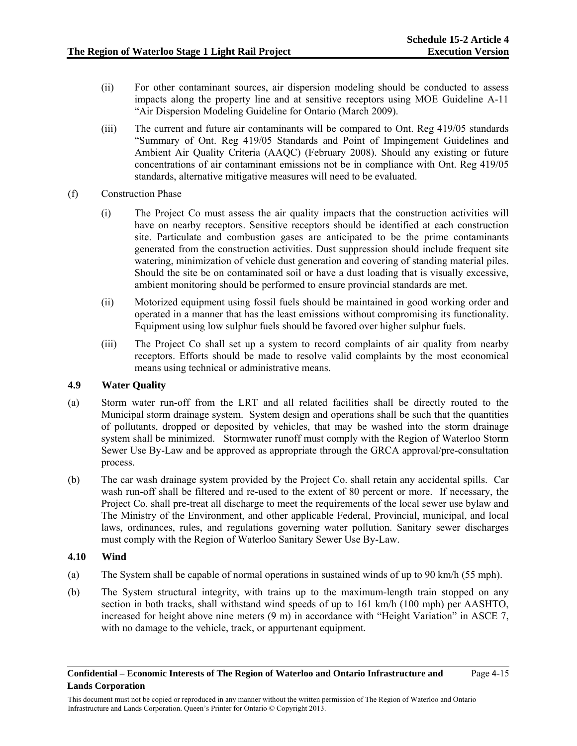(ii) For other contaminant sources, air dispersion modeling should be conducted to assess impacts along the property line and at sensitive receptors using MOE Guideline A-11 "Air Dispersion Modeling Guideline for Ontario (March 2009).

(iii) The current and future air contaminants will be compared to Ont. Reg 419/05 standards "Summary of Ont. Reg 419/05 Standards and Point of Impingement Guidelines and Ambient Air Quality Criteria (AAQC) (February 2008). Should any existing or future concentrations of air contaminant emissions not be in compliance with Ont. Reg 419/05 standards, alternative mitigative measures will need to be evaluated.

(f) Construction Phase

(i) The Project Co must assess the air quality impacts that the construction activities will have on nearby receptors. Sensitive receptors should be identified at each construction site. Particulate and combustion gases are anticipated to be the prime contaminants generated from the construction activities. Dust suppression should include frequent site watering, minimization of vehicle dust generation and covering of standing material piles. Should the site be on contaminated soil or have a dust loading that is visually excessive, ambient monitoring should be performed to ensure provincial standards are met.

(ii) Motorized equipment using fossil fuels should be maintained in good working order and operated in a manner that has the least emissions without compromising its functionality. Equipment using low sulphur fuels should be favored over higher sulphur fuels.

(iii) The Project Co shall set up a system to record complaints of air quality from nearby receptors. Efforts should be made to resolve valid complaints by the most economical means using technical or administrative means.

### 4.9 Water Quality

(a) Storm water run-off from the LRT and all related facilities shall be directly routed to the Municipal storm drainage system. System design and operations shall be such that the quantities of pollutants, dropped or deposited by vehicles, that may be washed into the storm drainage system shall be minimized. Stormwater runoff must comply with the Region of Waterloo Storm Sewer Use By-Law and be approved as appropriate through the GRCA approval/pre-consultation process.

(b) The car wash drainage system provided by the Project Co. shall retain any accidental spills. Car wash run-off shall be filtered and re-used to the extent of 80 percent or more. If necessary, the Project Co. shall pre-treat all discharge to meet the requirements of the local sewer use bylaw and The Ministry of the Environment, and other applicable Federal, Provincial, municipal, and local laws, ordinances, rules, and regulations governing water pollution. Sanitary sewer discharges must comply with the Region of Waterloo Sanitary Sewer Use By-Law.

### 4.10 Wind

(a) The System shall be capable of normal operations in sustained winds of up to 90 km/h (55 mph).

(b) The System structural integrity, with trains up to the maximum-length train stopped on any section in both tracks, shall withstand wind speeds of up to 161 km/h (100 mph) per AASHTO, increased for height above nine meters (9 m) in accordance with "Height Variation" in ASCE 7, with no damage to the vehicle, track, or appurtenant equipment.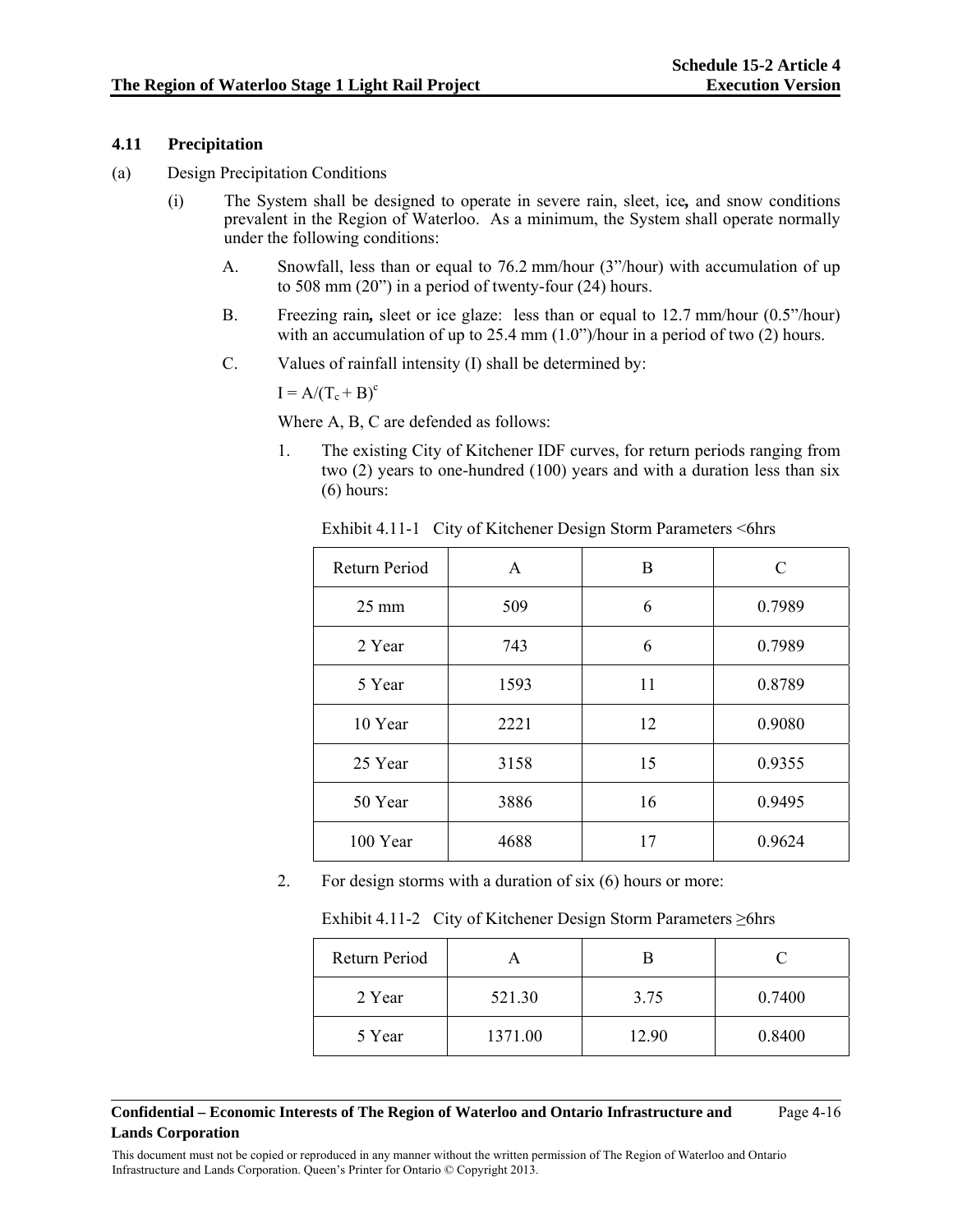### 4.11 Precipitation

(a) Design Precipitation Conditions

(i) The System shall be designed to operate in severe rain, sleet, ice**,** and snow conditions prevalent in the Region of Waterloo. As a minimum, the System shall operate normally under the following conditions:

A. Snowfall, less than or equal to 76.2 mm/hour (3"/hour) with accumulation of up to 508 mm (20") in a period of twenty-four (24) hours.

B. Freezing rain**,** sleet or ice glaze: less than or equal to 12.7 mm/hour (0.5"/hour) with an accumulation of up to 25.4 mm (1.0")/hour in a period of two (2) hours.

C. Values of rainfall intensity (I) shall be determined by:

$I = A/(T_c + B)^c$

Where A, B, C are defended as follows:

1. The existing City of Kitchener IDF curves, for return periods ranging from two (2) years to one-hundred (100) years and with a duration less than six (6) hours:

Exhibit 4.11-1 City of Kitchener Design Storm Parameters <6hrs

| Return Period | A | B | C |
|---|---|---|---|
| 25 mm | 509 | 6 | 0.7989 |
| 2 Year | 743 | 6 | 0.7989 |
| 5 Year | 1593 | 11 | 0.8789 |
| 10 Year | 2221 | 12 | 0.9080 |
| 25 Year | 3158 | 15 | 0.9355 |
| 50 Year | 3886 | 16 | 0.9495 |
| 100 Year | 4688 | 17 | 0.9624 |

2. For design storms with a duration of six (6) hours or more:

Exhibit 4.11-2 City of Kitchener Design Storm Parameters ≥6hrs

| Return Period | A | B | C |
|---|---|---|---|
| 2 Year | 521.30 | 3.75 | 0.7400 |
| 5 Year | 1371.00 | 12.90 | 0.8400 |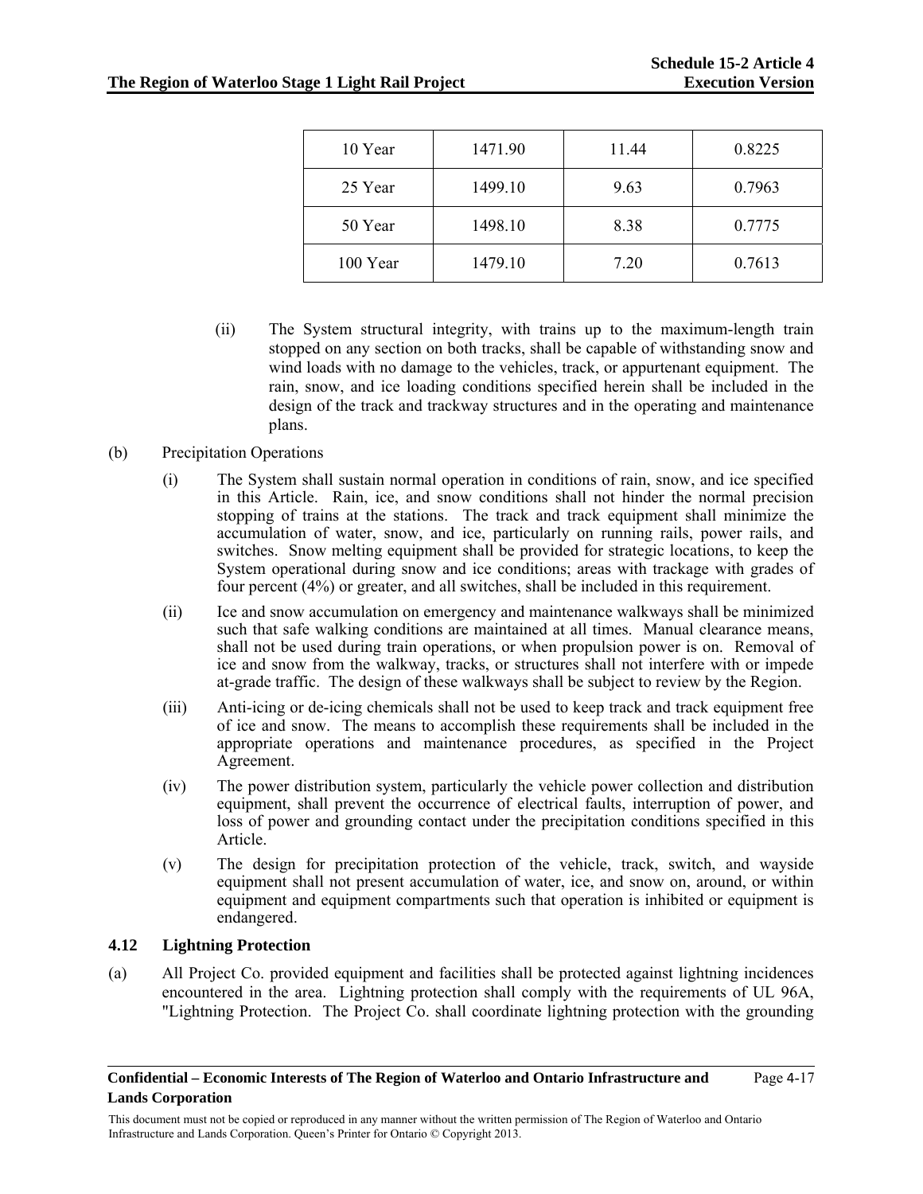| 10 Year | 1471.90 | 11.44 | 0.8225 |
|---|---|---|---|
| 25 Year | 1499.10 | 9.63 | 0.7963 |
| 50 Year | 1498.10 | 8.38 | 0.7775 |
| 100 Year | 1479.10 | 7.20 | 0.7613 |

(ii) The System structural integrity, with trains up to the maximum-length train stopped on any section on both tracks, shall be capable of withstanding snow and wind loads with no damage to the vehicles, track, or appurtenant equipment. The rain, snow, and ice loading conditions specified herein shall be included in the design of the track and trackway structures and in the operating and maintenance plans.

(b) Precipitation Operations

(i) The System shall sustain normal operation in conditions of rain, snow, and ice specified in this Article. Rain, ice, and snow conditions shall not hinder the normal precision stopping of trains at the stations. The track and track equipment shall minimize the accumulation of water, snow, and ice, particularly on running rails, power rails, and switches. Snow melting equipment shall be provided for strategic locations, to keep the System operational during snow and ice conditions; areas with trackage with grades of four percent (4%) or greater, and all switches, shall be included in this requirement.

(ii) Ice and snow accumulation on emergency and maintenance walkways shall be minimized such that safe walking conditions are maintained at all times. Manual clearance means, shall not be used during train operations, or when propulsion power is on. Removal of ice and snow from the walkway, tracks, or structures shall not interfere with or impede at-grade traffic. The design of these walkways shall be subject to review by the Region.

(iii) Anti-icing or de-icing chemicals shall not be used to keep track and track equipment free of ice and snow. The means to accomplish these requirements shall be included in the appropriate operations and maintenance procedures, as specified in the Project Agreement.

(iv) The power distribution system, particularly the vehicle power collection and distribution equipment, shall prevent the occurrence of electrical faults, interruption of power, and loss of power and grounding contact under the precipitation conditions specified in this Article.

(v) The design for precipitation protection of the vehicle, track, switch, and wayside equipment shall not present accumulation of water, ice, and snow on, around, or within equipment and equipment compartments such that operation is inhibited or equipment is endangered.

### 4.12 Lightning Protection

(a) All Project Co. provided equipment and facilities shall be protected against lightning incidences encountered in the area. Lightning protection shall comply with the requirements of UL 96A, "Lightning Protection. The Project Co. shall coordinate lightning protection with the grounding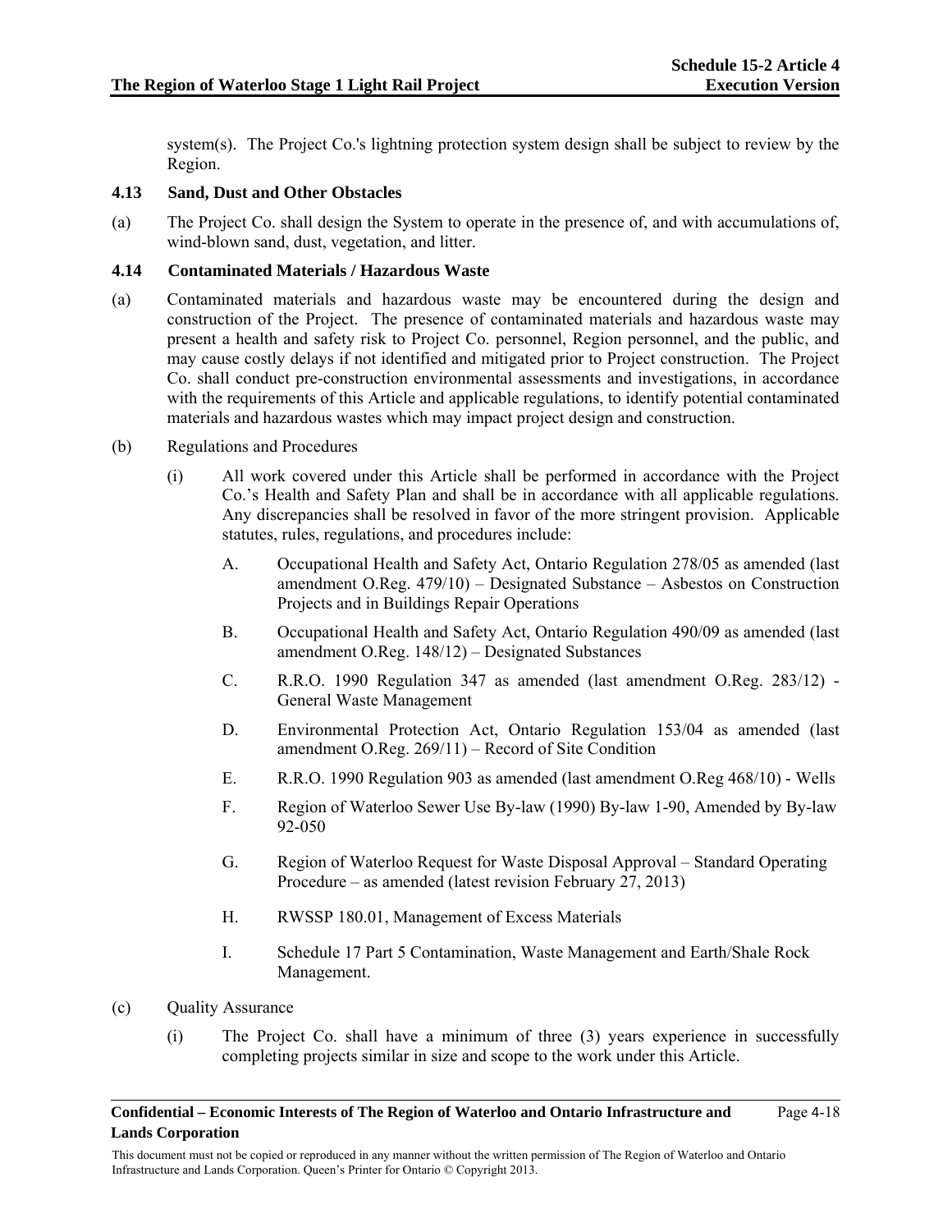system(s). The Project Co.'s lightning protection system design shall be subject to review by the Region.

### 4.13 Sand, Dust and Other Obstacles

(a) The Project Co. shall design the System to operate in the presence of, and with accumulations of, wind-blown sand, dust, vegetation, and litter.

### 4.14 Contaminated Materials / Hazardous Waste

(a) Contaminated materials and hazardous waste may be encountered during the design and construction of the Project. The presence of contaminated materials and hazardous waste may present a health and safety risk to Project Co. personnel, Region personnel, and the public, and may cause costly delays if not identified and mitigated prior to Project construction. The Project Co. shall conduct pre-construction environmental assessments and investigations, in accordance with the requirements of this Article and applicable regulations, to identify potential contaminated materials and hazardous wastes which may impact project design and construction.

(b) Regulations and Procedures

(i) All work covered under this Article shall be performed in accordance with the Project Co.'s Health and Safety Plan and shall be in accordance with all applicable regulations. Any discrepancies shall be resolved in favor of the more stringent provision. Applicable statutes, rules, regulations, and procedures include:

A. Occupational Health and Safety Act, Ontario Regulation 278/05 as amended (last amendment O.Reg. 479/10) – Designated Substance – Asbestos on Construction Projects and in Buildings Repair Operations

B. Occupational Health and Safety Act, Ontario Regulation 490/09 as amended (last amendment O.Reg. 148/12) – Designated Substances

C. R.R.O. 1990 Regulation 347 as amended (last amendment O.Reg. 283/12) - General Waste Management

D. Environmental Protection Act, Ontario Regulation 153/04 as amended (last amendment O.Reg. 269/11) – Record of Site Condition

E. R.R.O. 1990 Regulation 903 as amended (last amendment O.Reg 468/10) - Wells

F. Region of Waterloo Sewer Use By-law (1990) By-law 1-90, Amended by By-law 92-050

G. Region of Waterloo Request for Waste Disposal Approval – Standard Operating Procedure – as amended (latest revision February 27, 2013)

H. RWSSP 180.01, Management of Excess Materials

I. Schedule 17 Part 5 Contamination, Waste Management and Earth/Shale Rock Management.

(c) Quality Assurance

(i) The Project Co. shall have a minimum of three (3) years experience in successfully completing projects similar in size and scope to the work under this Article.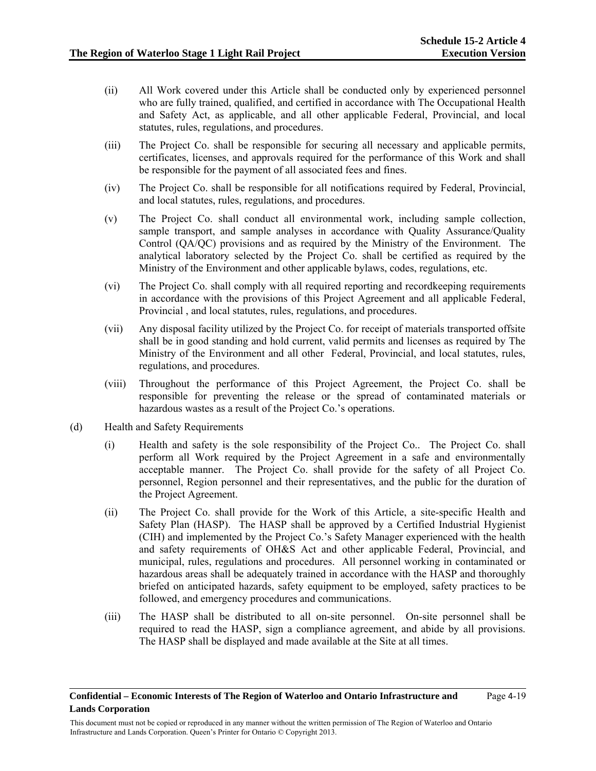(ii) All Work covered under this Article shall be conducted only by experienced personnel who are fully trained, qualified, and certified in accordance with The Occupational Health and Safety Act, as applicable, and all other applicable Federal, Provincial, and local statutes, rules, regulations, and procedures.

(iii) The Project Co. shall be responsible for securing all necessary and applicable permits, certificates, licenses, and approvals required for the performance of this Work and shall be responsible for the payment of all associated fees and fines.

(iv) The Project Co. shall be responsible for all notifications required by Federal, Provincial, and local statutes, rules, regulations, and procedures.

(v) The Project Co. shall conduct all environmental work, including sample collection, sample transport, and sample analyses in accordance with Quality Assurance/Quality Control (QA/QC) provisions and as required by the Ministry of the Environment. The analytical laboratory selected by the Project Co. shall be certified as required by the Ministry of the Environment and other applicable bylaws, codes, regulations, etc.

(vi) The Project Co. shall comply with all required reporting and recordkeeping requirements in accordance with the provisions of this Project Agreement and all applicable Federal, Provincial , and local statutes, rules, regulations, and procedures.

(vii) Any disposal facility utilized by the Project Co. for receipt of materials transported offsite shall be in good standing and hold current, valid permits and licenses as required by The Ministry of the Environment and all other Federal, Provincial, and local statutes, rules, regulations, and procedures.

(viii) Throughout the performance of this Project Agreement, the Project Co. shall be responsible for preventing the release or the spread of contaminated materials or hazardous wastes as a result of the Project Co.'s operations.

(d) Health and Safety Requirements

(i) Health and safety is the sole responsibility of the Project Co.. The Project Co. shall perform all Work required by the Project Agreement in a safe and environmentally acceptable manner. The Project Co. shall provide for the safety of all Project Co. personnel, Region personnel and their representatives, and the public for the duration of the Project Agreement.

(ii) The Project Co. shall provide for the Work of this Article, a site-specific Health and Safety Plan (HASP). The HASP shall be approved by a Certified Industrial Hygienist (CIH) and implemented by the Project Co.'s Safety Manager experienced with the health and safety requirements of OH&S Act and other applicable Federal, Provincial, and municipal, rules, regulations and procedures. All personnel working in contaminated or hazardous areas shall be adequately trained in accordance with the HASP and thoroughly briefed on anticipated hazards, safety equipment to be employed, safety practices to be followed, and emergency procedures and communications.

(iii) The HASP shall be distributed to all on-site personnel. On-site personnel shall be required to read the HASP, sign a compliance agreement, and abide by all provisions. The HASP shall be displayed and made available at the Site at all times.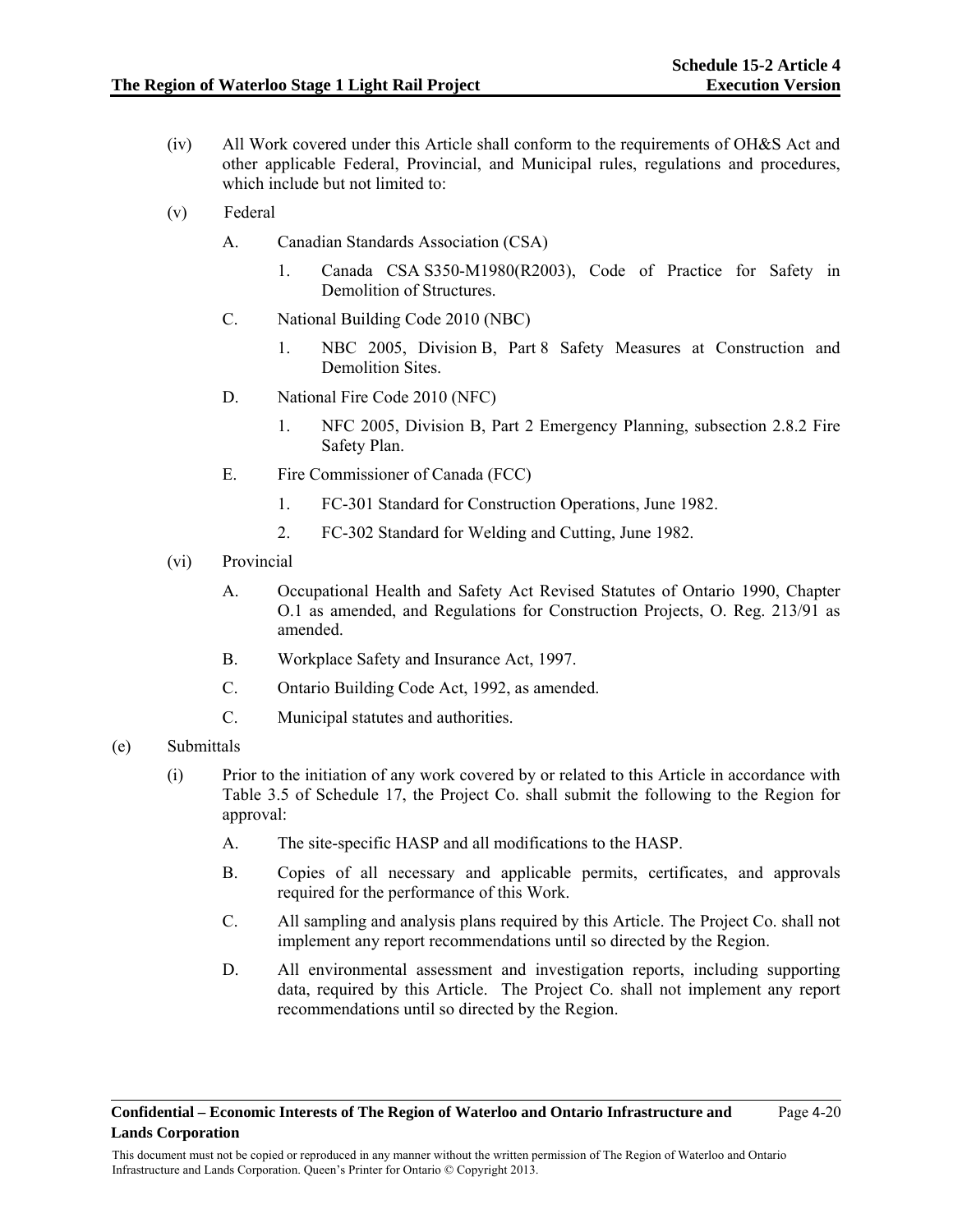(iv) All Work covered under this Article shall conform to the requirements of OH&S Act and other applicable Federal, Provincial, and Municipal rules, regulations and procedures, which include but not limited to:

(v) Federal

A. Canadian Standards Association (CSA)

1. Canada CSA S350-M1980(R2003), Code of Practice for Safety in Demolition of Structures.

C. National Building Code 2010 (NBC)

1. NBC 2005, Division B, Part 8 Safety Measures at Construction and Demolition Sites.

D. National Fire Code 2010 (NFC)

1. NFC 2005, Division B, Part 2 Emergency Planning, subsection 2.8.2 Fire Safety Plan.

E. Fire Commissioner of Canada (FCC)

1. FC-301 Standard for Construction Operations, June 1982.

2. FC-302 Standard for Welding and Cutting, June 1982.

(vi) Provincial

A. Occupational Health and Safety Act Revised Statutes of Ontario 1990, Chapter O.1 as amended, and Regulations for Construction Projects, O. Reg. 213/91 as amended.

B. Workplace Safety and Insurance Act, 1997.

C. Ontario Building Code Act, 1992, as amended.

C. Municipal statutes and authorities.

(e) Submittals

(i) Prior to the initiation of any work covered by or related to this Article in accordance with Table 3.5 of Schedule 17, the Project Co. shall submit the following to the Region for approval:

A. The site-specific HASP and all modifications to the HASP.

B. Copies of all necessary and applicable permits, certificates, and approvals required for the performance of this Work.

C. All sampling and analysis plans required by this Article. The Project Co. shall not implement any report recommendations until so directed by the Region.

D. All environmental assessment and investigation reports, including supporting data, required by this Article. The Project Co. shall not implement any report recommendations until so directed by the Region.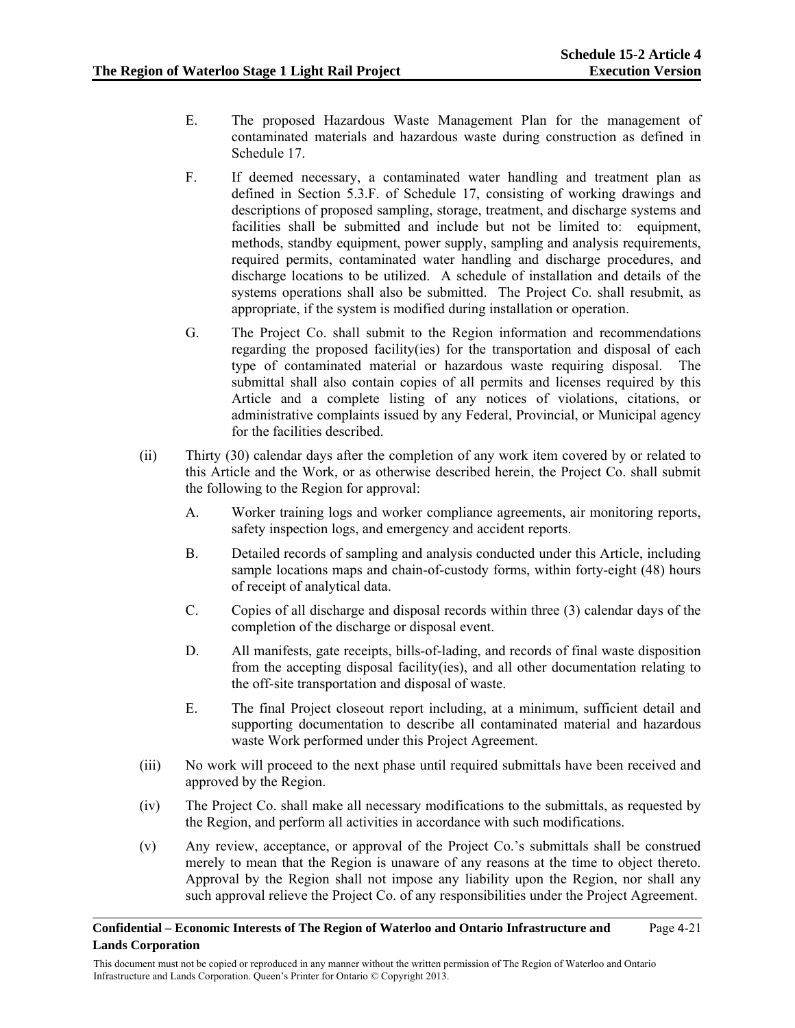E. The proposed Hazardous Waste Management Plan for the management of contaminated materials and hazardous waste during construction as defined in Schedule 17.

F. If deemed necessary, a contaminated water handling and treatment plan as defined in Section 5.3.F. of Schedule 17, consisting of working drawings and descriptions of proposed sampling, storage, treatment, and discharge systems and facilities shall be submitted and include but not be limited to: equipment, methods, standby equipment, power supply, sampling and analysis requirements, required permits, contaminated water handling and discharge procedures, and discharge locations to be utilized. A schedule of installation and details of the systems operations shall also be submitted. The Project Co. shall resubmit, as appropriate, if the system is modified during installation or operation.

G. The Project Co. shall submit to the Region information and recommendations regarding the proposed facility(ies) for the transportation and disposal of each type of contaminated material or hazardous waste requiring disposal. The submittal shall also contain copies of all permits and licenses required by this Article and a complete listing of any notices of violations, citations, or administrative complaints issued by any Federal, Provincial, or Municipal agency for the facilities described.

(ii) Thirty (30) calendar days after the completion of any work item covered by or related to this Article and the Work, or as otherwise described herein, the Project Co. shall submit the following to the Region for approval:

A. Worker training logs and worker compliance agreements, air monitoring reports, safety inspection logs, and emergency and accident reports.

B. Detailed records of sampling and analysis conducted under this Article, including sample locations maps and chain-of-custody forms, within forty-eight (48) hours of receipt of analytical data.

C. Copies of all discharge and disposal records within three (3) calendar days of the completion of the discharge or disposal event.

D. All manifests, gate receipts, bills-of-lading, and records of final waste disposition from the accepting disposal facility(ies), and all other documentation relating to the off-site transportation and disposal of waste.

E. The final Project closeout report including, at a minimum, sufficient detail and supporting documentation to describe all contaminated material and hazardous waste Work performed under this Project Agreement.

(iii) No work will proceed to the next phase until required submittals have been received and approved by the Region.

(iv) The Project Co. shall make all necessary modifications to the submittals, as requested by the Region, and perform all activities in accordance with such modifications.

(v) Any review, acceptance, or approval of the Project Co.'s submittals shall be construed merely to mean that the Region is unaware of any reasons at the time to object thereto. Approval by the Region shall not impose any liability upon the Region, nor shall any such approval relieve the Project Co. of any responsibilities under the Project Agreement.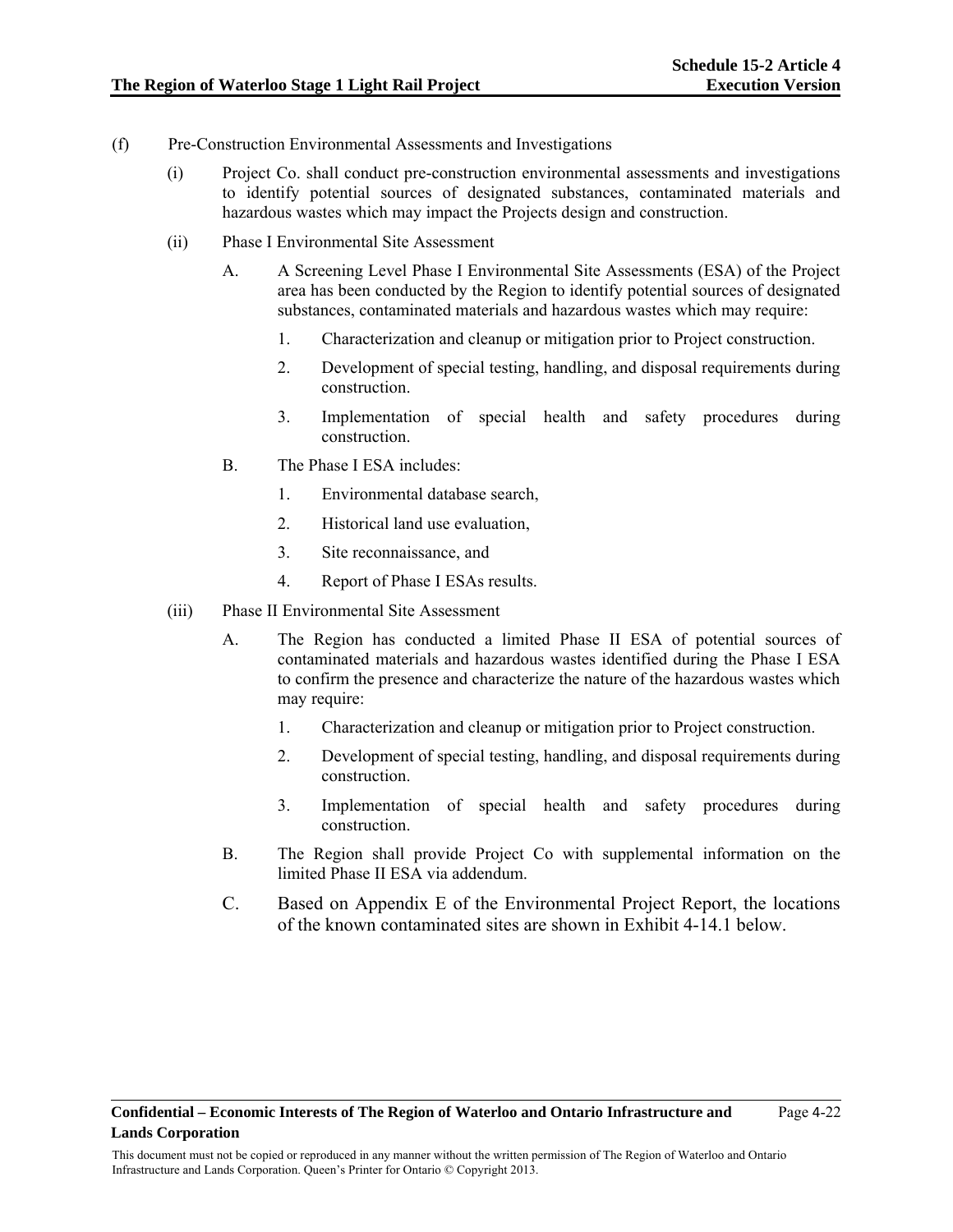(f) Pre-Construction Environmental Assessments and Investigations

(i) Project Co. shall conduct pre-construction environmental assessments and investigations to identify potential sources of designated substances, contaminated materials and hazardous wastes which may impact the Projects design and construction.

(ii) Phase I Environmental Site Assessment

A. A Screening Level Phase I Environmental Site Assessments (ESA) of the Project area has been conducted by the Region to identify potential sources of designated substances, contaminated materials and hazardous wastes which may require:

1. Characterization and cleanup or mitigation prior to Project construction.
2. Development of special testing, handling, and disposal requirements during construction.
3. Implementation of special health and safety procedures during construction.

B. The Phase I ESA includes:

1. Environmental database search,
2. Historical land use evaluation,
3. Site reconnaissance, and
4. Report of Phase I ESAs results.

(iii) Phase II Environmental Site Assessment

A. The Region has conducted a limited Phase II ESA of potential sources of contaminated materials and hazardous wastes identified during the Phase I ESA to confirm the presence and characterize the nature of the hazardous wastes which may require:

1. Characterization and cleanup or mitigation prior to Project construction.
2. Development of special testing, handling, and disposal requirements during construction.
3. Implementation of special health and safety procedures during construction.

B. The Region shall provide Project Co with supplemental information on the limited Phase II ESA via addendum.

C. Based on Appendix E of the Environmental Project Report, the locations of the known contaminated sites are shown in Exhibit 4-14.1 below.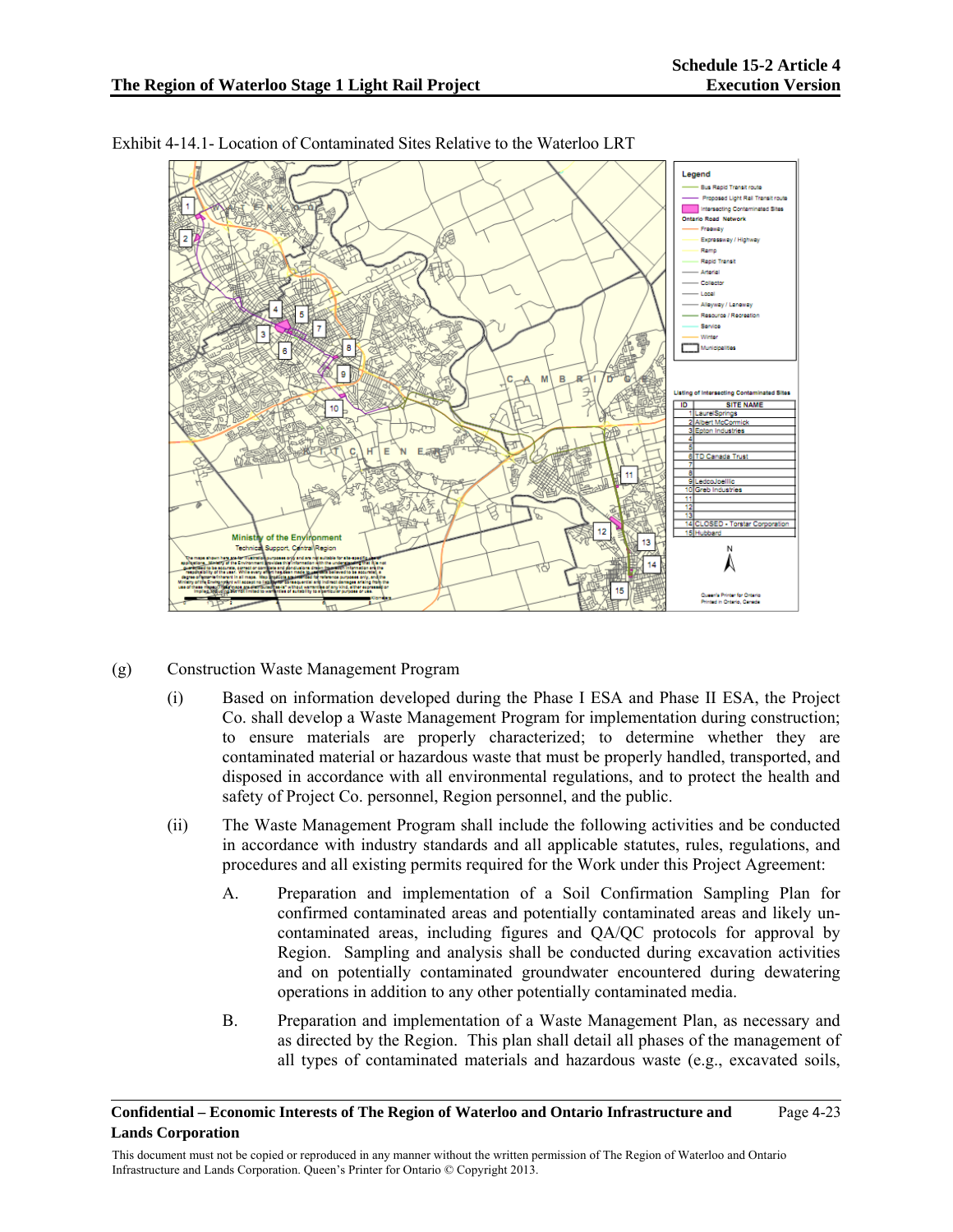Exhibit 4-14.1- Location of Contaminated Sites Relative to the Waterloo LRT

(g) Construction Waste Management Program

(i) Based on information developed during the Phase I ESA and Phase II ESA, the Project Co. shall develop a Waste Management Program for implementation during construction; to ensure materials are properly characterized; to determine whether they are contaminated material or hazardous waste that must be properly handled, transported, and disposed in accordance with all environmental regulations, and to protect the health and safety of Project Co. personnel, Region personnel, and the public.

(ii) The Waste Management Program shall include the following activities and be conducted in accordance with industry standards and all applicable statutes, rules, regulations, and procedures and all existing permits required for the Work under this Project Agreement:

A. Preparation and implementation of a Soil Confirmation Sampling Plan for confirmed contaminated areas and potentially contaminated areas and likely un-contaminated areas, including figures and QA/QC protocols for approval by Region. Sampling and analysis shall be conducted during excavation activities and on potentially contaminated groundwater encountered during dewatering operations in addition to any other potentially contaminated media.

B. Preparation and implementation of a Waste Management Plan, as necessary and as directed by the Region. This plan shall detail all phases of the management of all types of contaminated materials and hazardous waste (e.g., excavated soils,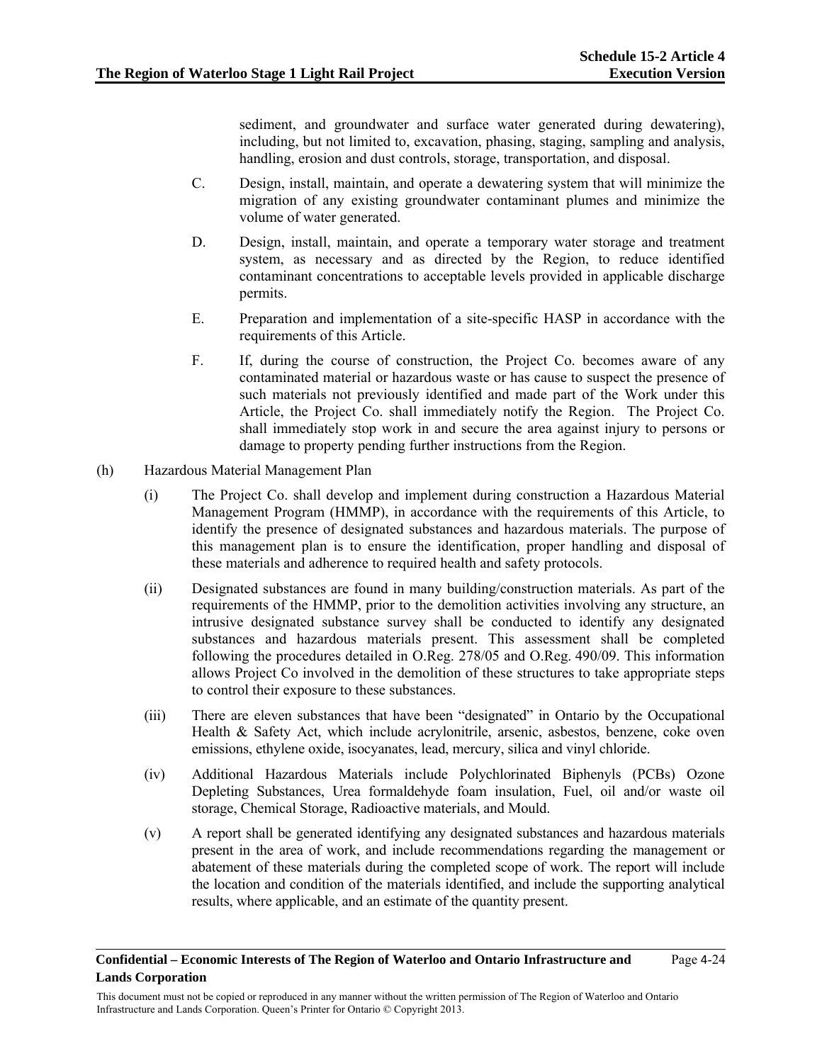sediment, and groundwater and surface water generated during dewatering), including, but not limited to, excavation, phasing, staging, sampling and analysis, handling, erosion and dust controls, storage, transportation, and disposal.

C. Design, install, maintain, and operate a dewatering system that will minimize the migration of any existing groundwater contaminant plumes and minimize the volume of water generated.

D. Design, install, maintain, and operate a temporary water storage and treatment system, as necessary and as directed by the Region, to reduce identified contaminant concentrations to acceptable levels provided in applicable discharge permits.

E. Preparation and implementation of a site-specific HASP in accordance with the requirements of this Article.

F. If, during the course of construction, the Project Co. becomes aware of any contaminated material or hazardous waste or has cause to suspect the presence of such materials not previously identified and made part of the Work under this Article, the Project Co. shall immediately notify the Region. The Project Co. shall immediately stop work in and secure the area against injury to persons or damage to property pending further instructions from the Region.

(h) Hazardous Material Management Plan

(i) The Project Co. shall develop and implement during construction a Hazardous Material Management Program (HMMP), in accordance with the requirements of this Article, to identify the presence of designated substances and hazardous materials. The purpose of this management plan is to ensure the identification, proper handling and disposal of these materials and adherence to required health and safety protocols.

(ii) Designated substances are found in many building/construction materials. As part of the requirements of the HMMP, prior to the demolition activities involving any structure, an intrusive designated substance survey shall be conducted to identify any designated substances and hazardous materials present. This assessment shall be completed following the procedures detailed in O.Reg. 278/05 and O.Reg. 490/09. This information allows Project Co involved in the demolition of these structures to take appropriate steps to control their exposure to these substances.

(iii) There are eleven substances that have been "designated" in Ontario by the Occupational Health & Safety Act, which include acrylonitrile, arsenic, asbestos, benzene, coke oven emissions, ethylene oxide, isocyanates, lead, mercury, silica and vinyl chloride.

(iv) Additional Hazardous Materials include Polychlorinated Biphenyls (PCBs) Ozone Depleting Substances, Urea formaldehyde foam insulation, Fuel, oil and/or waste oil storage, Chemical Storage, Radioactive materials, and Mould.

(v) A report shall be generated identifying any designated substances and hazardous materials present in the area of work, and include recommendations regarding the management or abatement of these materials during the completed scope of work. The report will include the location and condition of the materials identified, and include the supporting analytical results, where applicable, and an estimate of the quantity present.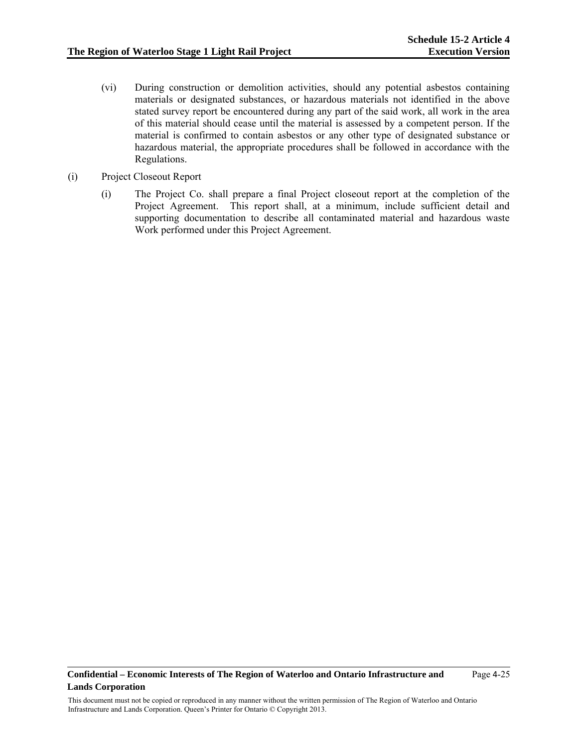(vi) During construction or demolition activities, should any potential asbestos containing materials or designated substances, or hazardous materials not identified in the above stated survey report be encountered during any part of the said work, all work in the area of this material should cease until the material is assessed by a competent person. If the material is confirmed to contain asbestos or any other type of designated substance or hazardous material, the appropriate procedures shall be followed in accordance with the Regulations.

(i) Project Closeout Report

(i) The Project Co. shall prepare a final Project closeout report at the completion of the Project Agreement. This report shall, at a minimum, include sufficient detail and supporting documentation to describe all contaminated material and hazardous waste Work performed under this Project Agreement.